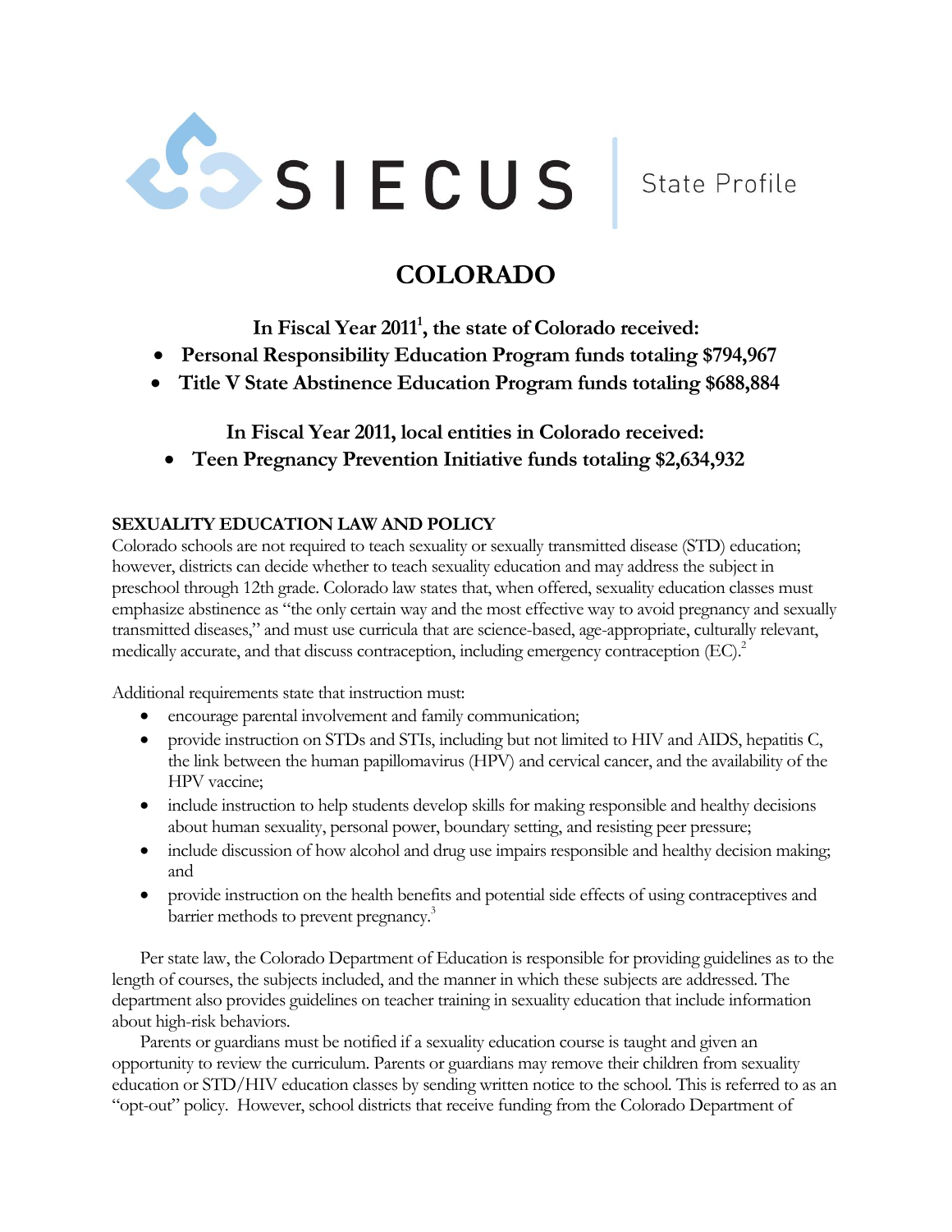SIECUS | State Profile

# COLORADO

**In Fiscal Year 2011[1], the state of Colorado received:**

- **Personal Responsibility Education Program funds totaling $794,967**
- **Title V State Abstinence Education Program funds totaling $688,884**

**In Fiscal Year 2011, local entities in Colorado received:**

- **Teen Pregnancy Prevention Initiative funds totaling $2,634,932**

## SEXUALITY EDUCATION LAW AND POLICY

Colorado schools are not required to teach sexuality or sexually transmitted disease (STD) education; however, districts can decide whether to teach sexuality education and may address the subject in preschool through 12th grade. Colorado law states that, when offered, sexuality education classes must emphasize abstinence as "the only certain way and the most effective way to avoid pregnancy and sexually transmitted diseases," and must use curricula that are science-based, age-appropriate, culturally relevant, medically accurate, and that discuss contraception, including emergency contraception (EC).[2]

Additional requirements state that instruction must:

- encourage parental involvement and family communication;
- provide instruction on STDs and STIs, including but not limited to HIV and AIDS, hepatitis C, the link between the human papillomavirus (HPV) and cervical cancer, and the availability of the HPV vaccine;
- include instruction to help students develop skills for making responsible and healthy decisions about human sexuality, personal power, boundary setting, and resisting peer pressure;
- include discussion of how alcohol and drug use impairs responsible and healthy decision making; and
- provide instruction on the health benefits and potential side effects of using contraceptives and barrier methods to prevent pregnancy.[3]

Per state law, the Colorado Department of Education is responsible for providing guidelines as to the length of courses, the subjects included, and the manner in which these subjects are addressed. The department also provides guidelines on teacher training in sexuality education that include information about high-risk behaviors.

Parents or guardians must be notified if a sexuality education course is taught and given an opportunity to review the curriculum. Parents or guardians may remove their children from sexuality education or STD/HIV education classes by sending written notice to the school. This is referred to as an "opt-out" policy. However, school districts that receive funding from the Colorado Department of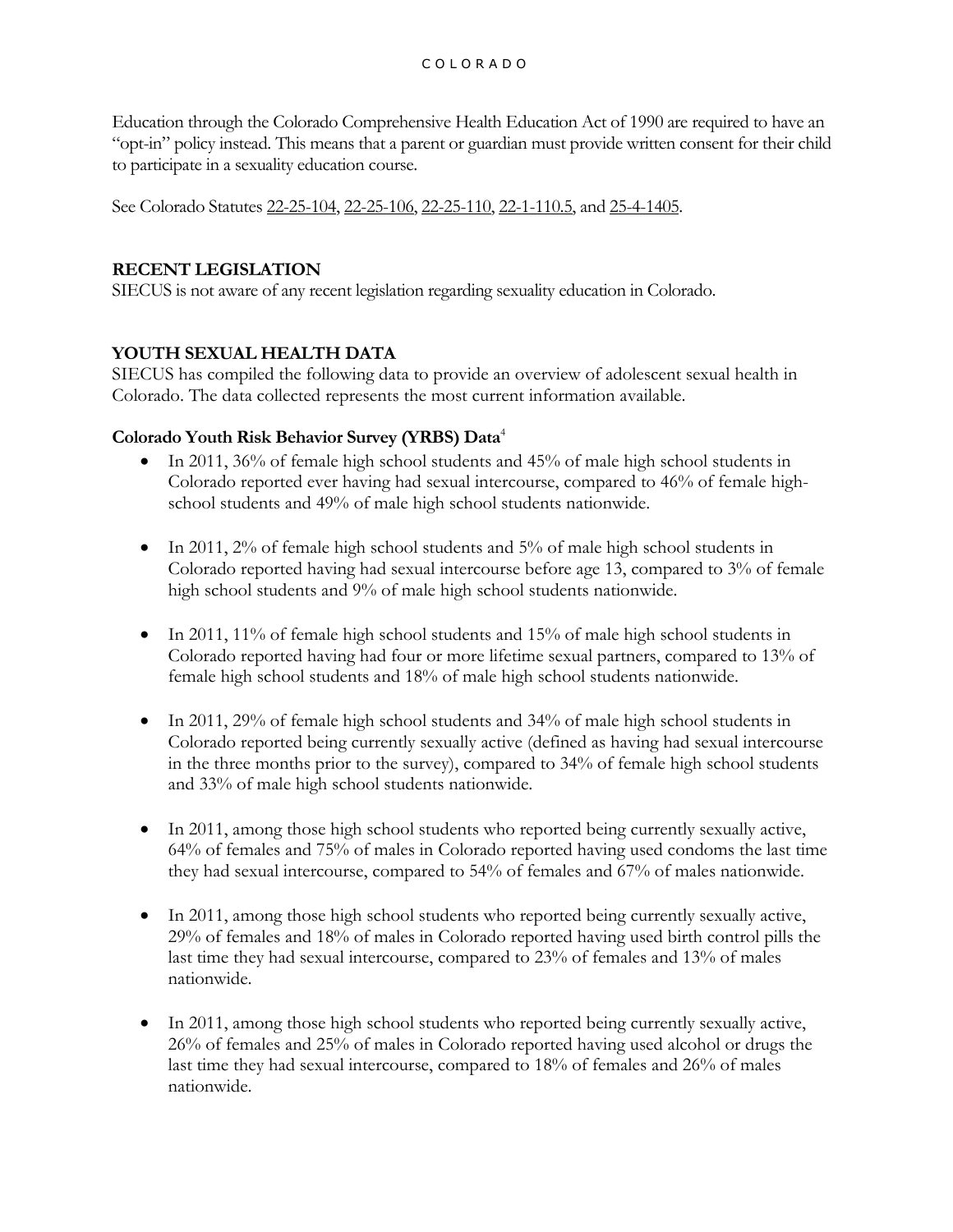Education through the Colorado Comprehensive Health Education Act of 1990 are required to have an "opt-in" policy instead. This means that a parent or guardian must provide written consent for their child to participate in a sexuality education course.

See Colorado Statutes 22-25-104, 22-25-106, 22-25-110, 22-1-110.5, and 25-4-1405.

## RECENT LEGISLATION

SIECUS is not aware of any recent legislation regarding sexuality education in Colorado.

## YOUTH SEXUAL HEALTH DATA

SIECUS has compiled the following data to provide an overview of adolescent sexual health in Colorado. The data collected represents the most current information available.

### Colorado Youth Risk Behavior Survey (YRBS) Data[4]

- In 2011, 36% of female high school students and 45% of male high school students in Colorado reported ever having had sexual intercourse, compared to 46% of female high-school students and 49% of male high school students nationwide.
- In 2011, 2% of female high school students and 5% of male high school students in Colorado reported having had sexual intercourse before age 13, compared to 3% of female high school students and 9% of male high school students nationwide.
- In 2011, 11% of female high school students and 15% of male high school students in Colorado reported having had four or more lifetime sexual partners, compared to 13% of female high school students and 18% of male high school students nationwide.
- In 2011, 29% of female high school students and 34% of male high school students in Colorado reported being currently sexually active (defined as having had sexual intercourse in the three months prior to the survey), compared to 34% of female high school students and 33% of male high school students nationwide.
- In 2011, among those high school students who reported being currently sexually active, 64% of females and 75% of males in Colorado reported having used condoms the last time they had sexual intercourse, compared to 54% of females and 67% of males nationwide.
- In 2011, among those high school students who reported being currently sexually active, 29% of females and 18% of males in Colorado reported having used birth control pills the last time they had sexual intercourse, compared to 23% of females and 13% of males nationwide.
- In 2011, among those high school students who reported being currently sexually active, 26% of females and 25% of males in Colorado reported having used alcohol or drugs the last time they had sexual intercourse, compared to 18% of females and 26% of males nationwide.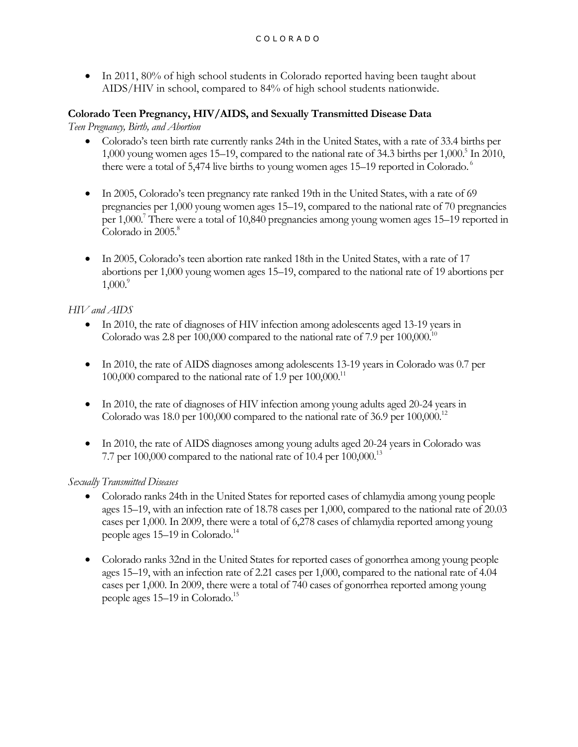- In 2011, 80% of high school students in Colorado reported having been taught about AIDS/HIV in school, compared to 84% of high school students nationwide.

**Colorado Teen Pregnancy, HIV/AIDS, and Sexually Transmitted Disease Data**

*Teen Pregnancy, Birth, and Abortion*

- Colorado's teen birth rate currently ranks 24th in the United States, with a rate of 33.4 births per 1,000 young women ages 15–19, compared to the national rate of 34.3 births per 1,000.[5] In 2010, there were a total of 5,474 live births to young women ages 15–19 reported in Colorado.[6]

- In 2005, Colorado's teen pregnancy rate ranked 19th in the United States, with a rate of 69 pregnancies per 1,000 young women ages 15–19, compared to the national rate of 70 pregnancies per 1,000.[7] There were a total of 10,840 pregnancies among young women ages 15–19 reported in Colorado in 2005.[8]

- In 2005, Colorado's teen abortion rate ranked 18th in the United States, with a rate of 17 abortions per 1,000 young women ages 15–19, compared to the national rate of 19 abortions per 1,000.[9]

*HIV and AIDS*

- In 2010, the rate of diagnoses of HIV infection among adolescents aged 13-19 years in Colorado was 2.8 per 100,000 compared to the national rate of 7.9 per 100,000.[10]

- In 2010, the rate of AIDS diagnoses among adolescents 13-19 years in Colorado was 0.7 per 100,000 compared to the national rate of 1.9 per 100,000.[11]

- In 2010, the rate of diagnoses of HIV infection among young adults aged 20-24 years in Colorado was 18.0 per 100,000 compared to the national rate of 36.9 per 100,000.[12]

- In 2010, the rate of AIDS diagnoses among young adults aged 20-24 years in Colorado was 7.7 per 100,000 compared to the national rate of 10.4 per 100,000.[13]

*Sexually Transmitted Diseases*

- Colorado ranks 24th in the United States for reported cases of chlamydia among young people ages 15–19, with an infection rate of 18.78 cases per 1,000, compared to the national rate of 20.03 cases per 1,000. In 2009, there were a total of 6,278 cases of chlamydia reported among young people ages 15–19 in Colorado.[14]

- Colorado ranks 32nd in the United States for reported cases of gonorrhea among young people ages 15–19, with an infection rate of 2.21 cases per 1,000, compared to the national rate of 4.04 cases per 1,000. In 2009, there were a total of 740 cases of gonorrhea reported among young people ages 15–19 in Colorado.[15]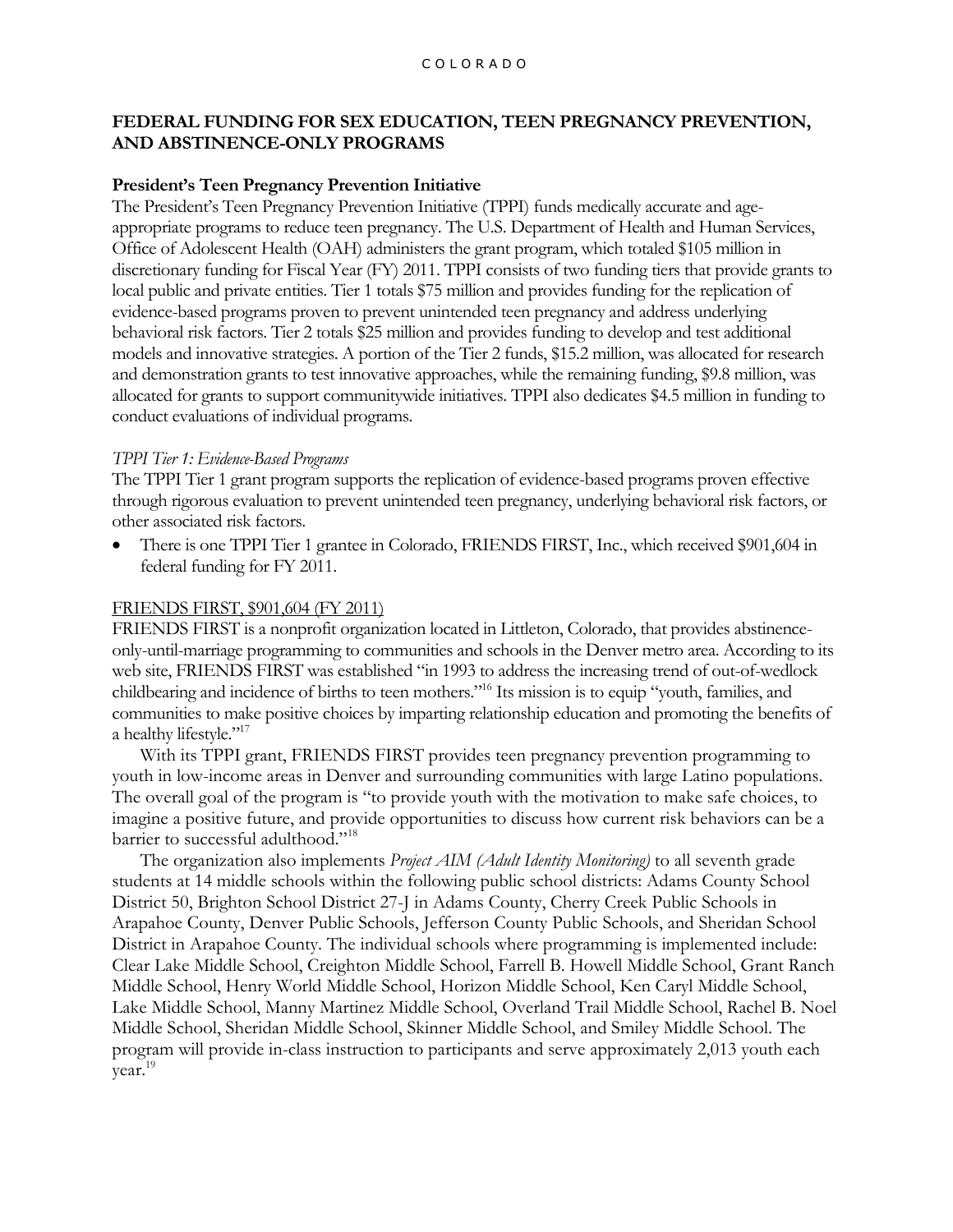## FEDERAL FUNDING FOR SEX EDUCATION, TEEN PREGNANCY PREVENTION, AND ABSTINENCE-ONLY PROGRAMS

### President's Teen Pregnancy Prevention Initiative

The President's Teen Pregnancy Prevention Initiative (TPPI) funds medically accurate and age-appropriate programs to reduce teen pregnancy. The U.S. Department of Health and Human Services, Office of Adolescent Health (OAH) administers the grant program, which totaled $105 million in discretionary funding for Fiscal Year (FY) 2011. TPPI consists of two funding tiers that provide grants to local public and private entities. Tier 1 totals $75 million and provides funding for the replication of evidence-based programs proven to prevent unintended teen pregnancy and address underlying behavioral risk factors. Tier 2 totals $25 million and provides funding to develop and test additional models and innovative strategies. A portion of the Tier 2 funds, $15.2 million, was allocated for research and demonstration grants to test innovative approaches, while the remaining funding, $9.8 million, was allocated for grants to support communitywide initiatives. TPPI also dedicates $4.5 million in funding to conduct evaluations of individual programs.

*TPPI Tier 1: Evidence-Based Programs*

The TPPI Tier 1 grant program supports the replication of evidence-based programs proven effective through rigorous evaluation to prevent unintended teen pregnancy, underlying behavioral risk factors, or other associated risk factors.

- There is one TPPI Tier 1 grantee in Colorado, FRIENDS FIRST, Inc., which received $901,604 in federal funding for FY 2011.

FRIENDS FIRST, $901,604 (FY 2011)

FRIENDS FIRST is a nonprofit organization located in Littleton, Colorado, that provides abstinence-only-until-marriage programming to communities and schools in the Denver metro area. According to its web site, FRIENDS FIRST was established "in 1993 to address the increasing trend of out-of-wedlock childbearing and incidence of births to teen mothers."[16] Its mission is to equip "youth, families, and communities to make positive choices by imparting relationship education and promoting the benefits of a healthy lifestyle."[17]

With its TPPI grant, FRIENDS FIRST provides teen pregnancy prevention programming to youth in low-income areas in Denver and surrounding communities with large Latino populations. The overall goal of the program is "to provide youth with the motivation to make safe choices, to imagine a positive future, and provide opportunities to discuss how current risk behaviors can be a barrier to successful adulthood."[18]

The organization also implements *Project AIM (Adult Identity Monitoring)* to all seventh grade students at 14 middle schools within the following public school districts: Adams County School District 50, Brighton School District 27-J in Adams County, Cherry Creek Public Schools in Arapahoe County, Denver Public Schools, Jefferson County Public Schools, and Sheridan School District in Arapahoe County. The individual schools where programming is implemented include: Clear Lake Middle School, Creighton Middle School, Farrell B. Howell Middle School, Grant Ranch Middle School, Henry World Middle School, Horizon Middle School, Ken Caryl Middle School, Lake Middle School, Manny Martinez Middle School, Overland Trail Middle School, Rachel B. Noel Middle School, Sheridan Middle School, Skinner Middle School, and Smiley Middle School. The program will provide in-class instruction to participants and serve approximately 2,013 youth each year.[19]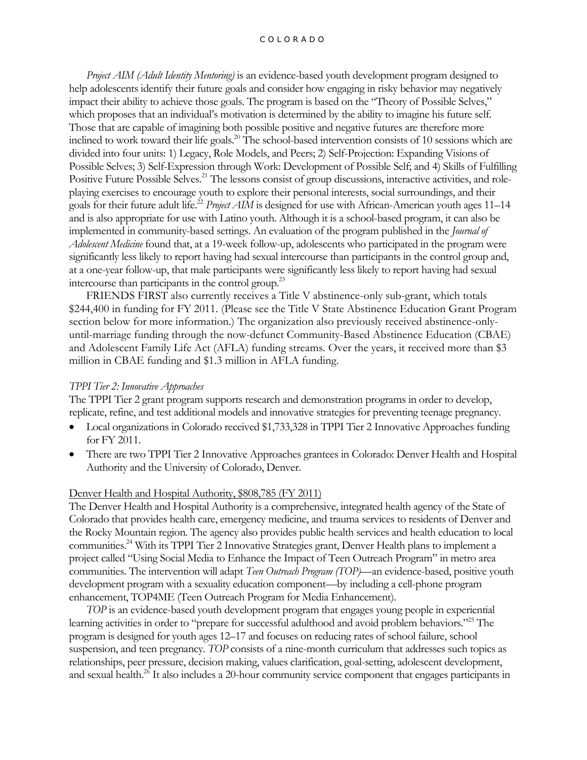*Project AIM (Adult Identity Mentoring)* is an evidence-based youth development program designed to help adolescents identify their future goals and consider how engaging in risky behavior may negatively impact their ability to achieve those goals. The program is based on the "Theory of Possible Selves," which proposes that an individual's motivation is determined by the ability to imagine his future self. Those that are capable of imagining both possible positive and negative futures are therefore more inclined to work toward their life goals.[20] The school-based intervention consists of 10 sessions which are divided into four units: 1) Legacy, Role Models, and Peers; 2) Self-Projection: Expanding Visions of Possible Selves; 3) Self-Expression through Work: Development of Possible Self; and 4) Skills of Fulfilling Positive Future Possible Selves.[21] The lessons consist of group discussions, interactive activities, and role-playing exercises to encourage youth to explore their personal interests, social surroundings, and their goals for their future adult life.[22] *Project AIM* is designed for use with African-American youth ages 11–14 and is also appropriate for use with Latino youth. Although it is a school-based program, it can also be implemented in community-based settings. An evaluation of the program published in the *Journal of Adolescent Medicine* found that, at a 19-week follow-up, adolescents who participated in the program were significantly less likely to report having had sexual intercourse than participants in the control group and, at a one-year follow-up, that male participants were significantly less likely to report having had sexual intercourse than participants in the control group.[23]

FRIENDS FIRST also currently receives a Title V abstinence-only sub-grant, which totals $244,400 in funding for FY 2011. (Please see the Title V State Abstinence Education Grant Program section below for more information.) The organization also previously received abstinence-only-until-marriage funding through the now-defunct Community-Based Abstinence Education (CBAE) and Adolescent Family Life Act (AFLA) funding streams. Over the years, it received more than $3 million in CBAE funding and $1.3 million in AFLA funding.

*TPPI Tier 2: Innovative Approaches*

The TPPI Tier 2 grant program supports research and demonstration programs in order to develop, replicate, refine, and test additional models and innovative strategies for preventing teenage pregnancy.

- Local organizations in Colorado received $1,733,328 in TPPI Tier 2 Innovative Approaches funding for FY 2011.
- There are two TPPI Tier 2 Innovative Approaches grantees in Colorado: Denver Health and Hospital Authority and the University of Colorado, Denver.

Denver Health and Hospital Authority, $808,785 (FY 2011)

The Denver Health and Hospital Authority is a comprehensive, integrated health agency of the State of Colorado that provides health care, emergency medicine, and trauma services to residents of Denver and the Rocky Mountain region. The agency also provides public health services and health education to local communities.[24] With its TPPI Tier 2 Innovative Strategies grant, Denver Health plans to implement a project called "Using Social Media to Enhance the Impact of Teen Outreach Program" in metro area communities. The intervention will adapt *Teen Outreach Program (TOP)*—an evidence-based, positive youth development program with a sexuality education component—by including a cell-phone program enhancement, TOP4ME (Teen Outreach Program for Media Enhancement).

*TOP* is an evidence-based youth development program that engages young people in experiential learning activities in order to "prepare for successful adulthood and avoid problem behaviors."[25] The program is designed for youth ages 12–17 and focuses on reducing rates of school failure, school suspension, and teen pregnancy. *TOP* consists of a nine-month curriculum that addresses such topics as relationships, peer pressure, decision making, values clarification, goal-setting, adolescent development, and sexual health.[26] It also includes a 20-hour community service component that engages participants in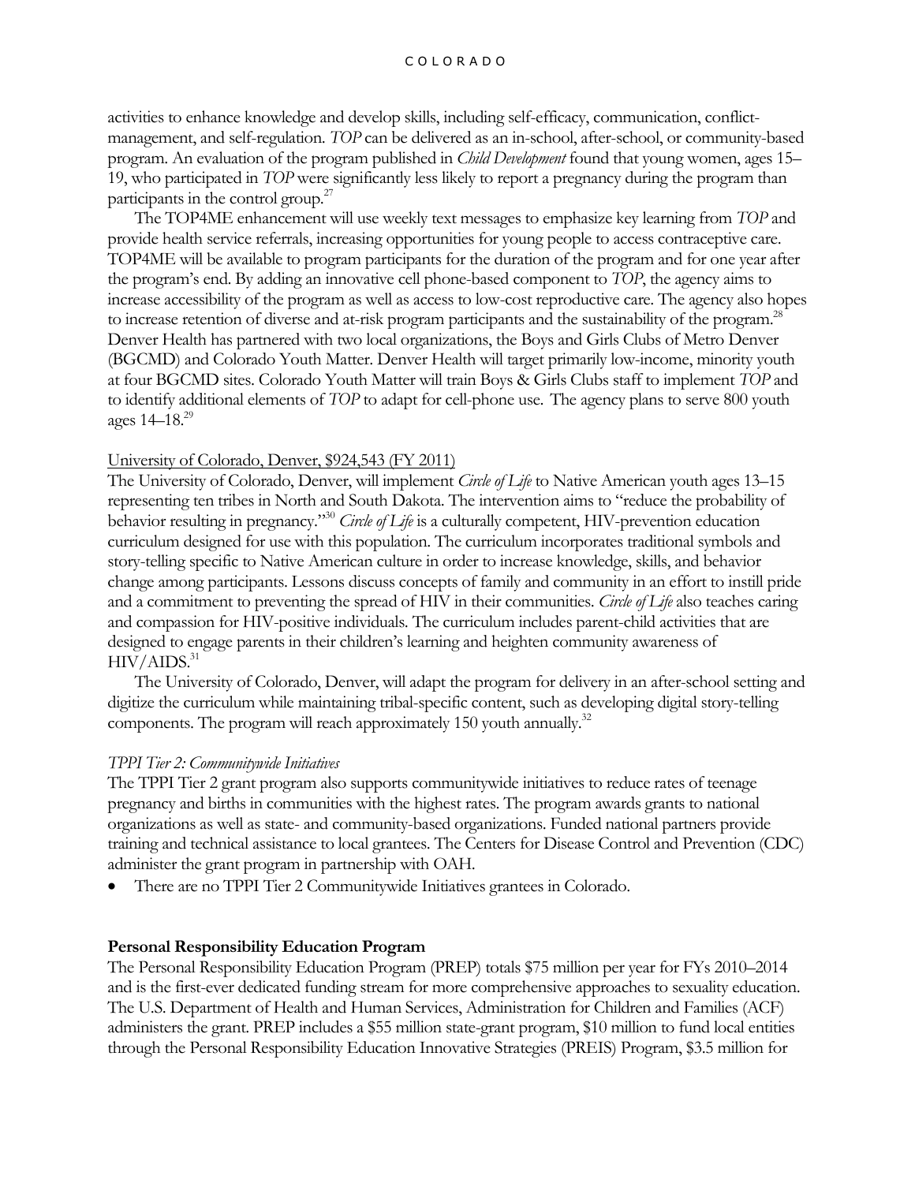activities to enhance knowledge and develop skills, including self-efficacy, communication, conflict-management, and self-regulation. *TOP* can be delivered as an in-school, after-school, or community-based program. An evaluation of the program published in *Child Development* found that young women, ages 15–19, who participated in *TOP* were significantly less likely to report a pregnancy during the program than participants in the control group.[27]

The TOP4ME enhancement will use weekly text messages to emphasize key learning from *TOP* and provide health service referrals, increasing opportunities for young people to access contraceptive care. TOP4ME will be available to program participants for the duration of the program and for one year after the program's end. By adding an innovative cell phone-based component to *TOP*, the agency aims to increase accessibility of the program as well as access to low-cost reproductive care. The agency also hopes to increase retention of diverse and at-risk program participants and the sustainability of the program.[28] Denver Health has partnered with two local organizations, the Boys and Girls Clubs of Metro Denver (BGCMD) and Colorado Youth Matter. Denver Health will target primarily low-income, minority youth at four BGCMD sites. Colorado Youth Matter will train Boys & Girls Clubs staff to implement *TOP* and to identify additional elements of *TOP* to adapt for cell-phone use. The agency plans to serve 800 youth ages 14–18.[29]

University of Colorado, Denver, $924,543 (FY 2011)

The University of Colorado, Denver, will implement *Circle of Life* to Native American youth ages 13–15 representing ten tribes in North and South Dakota. The intervention aims to "reduce the probability of behavior resulting in pregnancy."[30] *Circle of Life* is a culturally competent, HIV-prevention education curriculum designed for use with this population. The curriculum incorporates traditional symbols and story-telling specific to Native American culture in order to increase knowledge, skills, and behavior change among participants. Lessons discuss concepts of family and community in an effort to instill pride and a commitment to preventing the spread of HIV in their communities. *Circle of Life* also teaches caring and compassion for HIV-positive individuals. The curriculum includes parent-child activities that are designed to engage parents in their children's learning and heighten community awareness of HIV/AIDS.[31]

The University of Colorado, Denver, will adapt the program for delivery in an after-school setting and digitize the curriculum while maintaining tribal-specific content, such as developing digital story-telling components. The program will reach approximately 150 youth annually.[32]

*TPPI Tier 2: Communitywide Initiatives*

The TPPI Tier 2 grant program also supports communitywide initiatives to reduce rates of teenage pregnancy and births in communities with the highest rates. The program awards grants to national organizations as well as state- and community-based organizations. Funded national partners provide training and technical assistance to local grantees. The Centers for Disease Control and Prevention (CDC) administer the grant program in partnership with OAH.

- There are no TPPI Tier 2 Communitywide Initiatives grantees in Colorado.

**Personal Responsibility Education Program**

The Personal Responsibility Education Program (PREP) totals $75 million per year for FYs 2010–2014 and is the first-ever dedicated funding stream for more comprehensive approaches to sexuality education. The U.S. Department of Health and Human Services, Administration for Children and Families (ACF) administers the grant. PREP includes a $55 million state-grant program, $10 million to fund local entities through the Personal Responsibility Education Innovative Strategies (PREIS) Program, $3.5 million for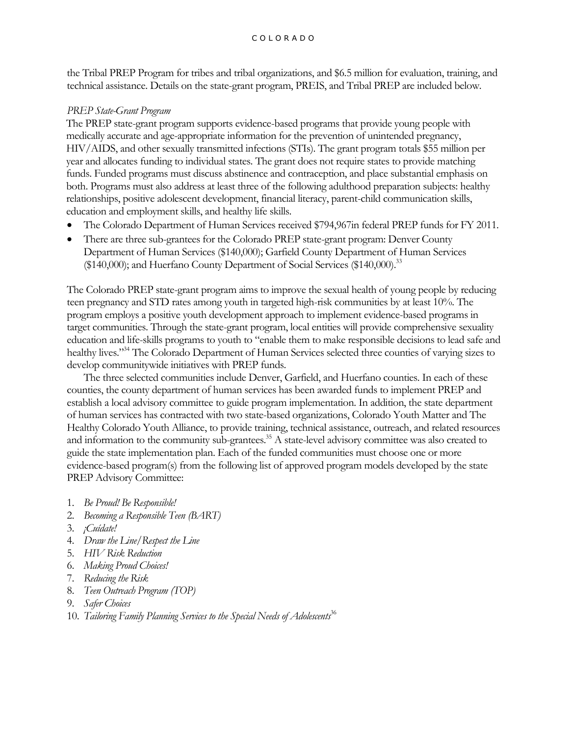the Tribal PREP Program for tribes and tribal organizations, and $6.5 million for evaluation, training, and technical assistance. Details on the state-grant program, PREIS, and Tribal PREP are included below.

*PREP State-Grant Program*

The PREP state-grant program supports evidence-based programs that provide young people with medically accurate and age-appropriate information for the prevention of unintended pregnancy, HIV/AIDS, and other sexually transmitted infections (STIs). The grant program totals $55 million per year and allocates funding to individual states. The grant does not require states to provide matching funds. Funded programs must discuss abstinence and contraception, and place substantial emphasis on both. Programs must also address at least three of the following adulthood preparation subjects: healthy relationships, positive adolescent development, financial literacy, parent-child communication skills, education and employment skills, and healthy life skills.

- The Colorado Department of Human Services received $794,967in federal PREP funds for FY 2011.
- There are three sub-grantees for the Colorado PREP state-grant program: Denver County Department of Human Services ($140,000); Garfield County Department of Human Services ($140,000); and Huerfano County Department of Social Services ($140,000).[33]

The Colorado PREP state-grant program aims to improve the sexual health of young people by reducing teen pregnancy and STD rates among youth in targeted high-risk communities by at least 10%. The program employs a positive youth development approach to implement evidence-based programs in target communities. Through the state-grant program, local entities will provide comprehensive sexuality education and life-skills programs to youth to "enable them to make responsible decisions to lead safe and healthy lives."[34] The Colorado Department of Human Services selected three counties of varying sizes to develop communitywide initiatives with PREP funds.

The three selected communities include Denver, Garfield, and Huerfano counties. In each of these counties, the county department of human services has been awarded funds to implement PREP and establish a local advisory committee to guide program implementation. In addition, the state department of human services has contracted with two state-based organizations, Colorado Youth Matter and The Healthy Colorado Youth Alliance, to provide training, technical assistance, outreach, and related resources and information to the community sub-grantees.[35] A state-level advisory committee was also created to guide the state implementation plan. Each of the funded communities must choose one or more evidence-based program(s) from the following list of approved program models developed by the state PREP Advisory Committee:

1. *Be Proud! Be Responsible!*
2. *Becoming a Responsible Teen (BART)*
3. *¡Cuídate!*
4. *Draw the Line/Respect the Line*
5. *HIV Risk Reduction*
6. *Making Proud Choices!*
7. *Reducing the Risk*
8. *Teen Outreach Program (TOP)*
9. *Safer Choices*
10. *Tailoring Family Planning Services to the Special Needs of Adolescents*[36]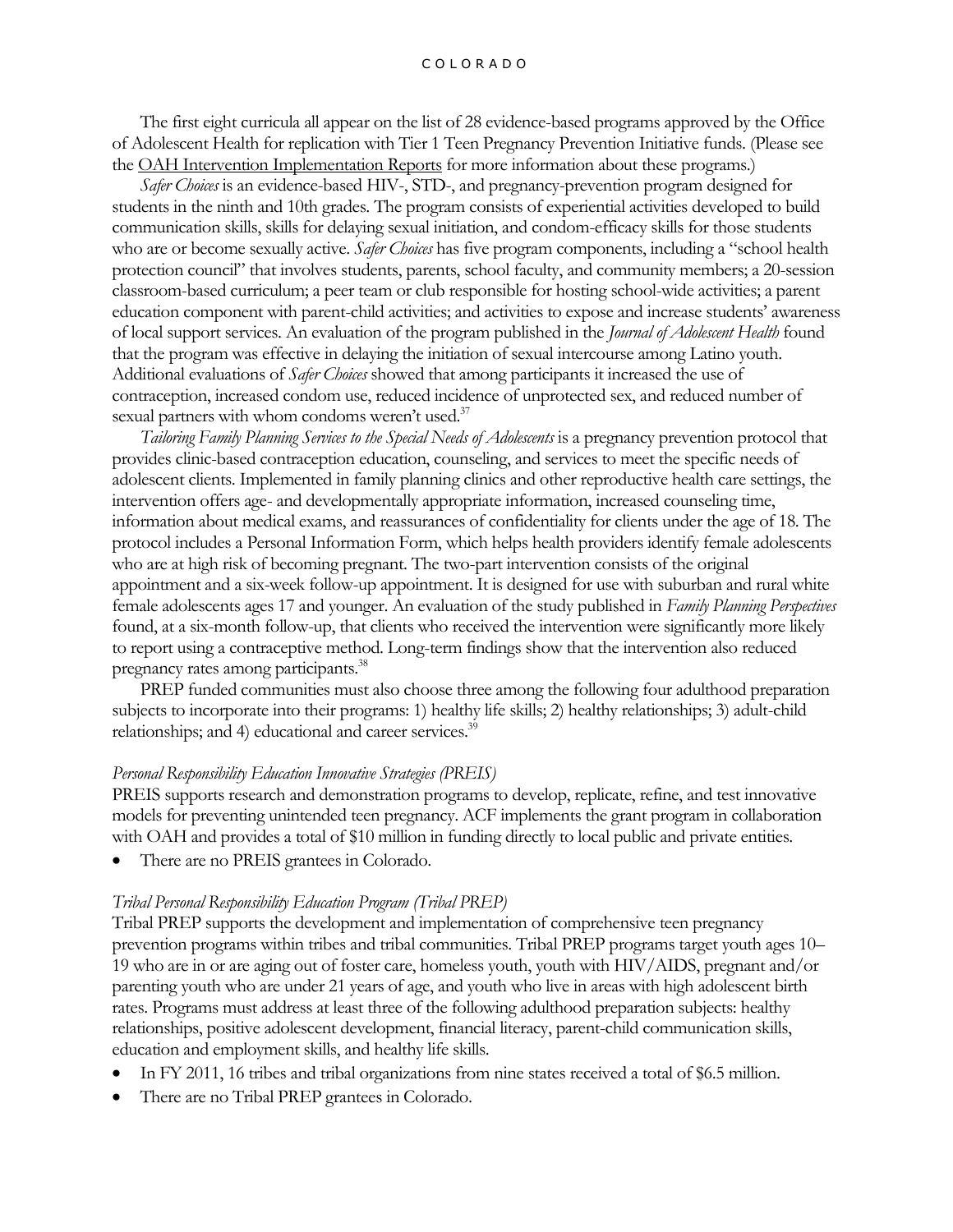The first eight curricula all appear on the list of 28 evidence-based programs approved by the Office of Adolescent Health for replication with Tier 1 Teen Pregnancy Prevention Initiative funds. (Please see the OAH Intervention Implementation Reports for more information about these programs.)

*Safer Choices* is an evidence-based HIV-, STD-, and pregnancy-prevention program designed for students in the ninth and 10th grades. The program consists of experiential activities developed to build communication skills, skills for delaying sexual initiation, and condom-efficacy skills for those students who are or become sexually active. *Safer Choices* has five program components, including a "school health protection council" that involves students, parents, school faculty, and community members; a 20-session classroom-based curriculum; a peer team or club responsible for hosting school-wide activities; a parent education component with parent-child activities; and activities to expose and increase students' awareness of local support services. An evaluation of the program published in the *Journal of Adolescent Health* found that the program was effective in delaying the initiation of sexual intercourse among Latino youth. Additional evaluations of *Safer Choices* showed that among participants it increased the use of contraception, increased condom use, reduced incidence of unprotected sex, and reduced number of sexual partners with whom condoms weren't used.[37]

*Tailoring Family Planning Services to the Special Needs of Adolescents* is a pregnancy prevention protocol that provides clinic-based contraception education, counseling, and services to meet the specific needs of adolescent clients. Implemented in family planning clinics and other reproductive health care settings, the intervention offers age- and developmentally appropriate information, increased counseling time, information about medical exams, and reassurances of confidentiality for clients under the age of 18. The protocol includes a Personal Information Form, which helps health providers identify female adolescents who are at high risk of becoming pregnant. The two-part intervention consists of the original appointment and a six-week follow-up appointment. It is designed for use with suburban and rural white female adolescents ages 17 and younger. An evaluation of the study published in *Family Planning Perspectives* found, at a six-month follow-up, that clients who received the intervention were significantly more likely to report using a contraceptive method. Long-term findings show that the intervention also reduced pregnancy rates among participants.[38]

PREP funded communities must also choose three among the following four adulthood preparation subjects to incorporate into their programs: 1) healthy life skills; 2) healthy relationships; 3) adult-child relationships; and 4) educational and career services.[39]

*Personal Responsibility Education Innovative Strategies (PREIS)*

PREIS supports research and demonstration programs to develop, replicate, refine, and test innovative models for preventing unintended teen pregnancy. ACF implements the grant program in collaboration with OAH and provides a total of $10 million in funding directly to local public and private entities.

- There are no PREIS grantees in Colorado.

*Tribal Personal Responsibility Education Program (Tribal PREP)*

Tribal PREP supports the development and implementation of comprehensive teen pregnancy prevention programs within tribes and tribal communities. Tribal PREP programs target youth ages 10–19 who are in or are aging out of foster care, homeless youth, youth with HIV/AIDS, pregnant and/or parenting youth who are under 21 years of age, and youth who live in areas with high adolescent birth rates. Programs must address at least three of the following adulthood preparation subjects: healthy relationships, positive adolescent development, financial literacy, parent-child communication skills, education and employment skills, and healthy life skills.

- In FY 2011, 16 tribes and tribal organizations from nine states received a total of $6.5 million.
- There are no Tribal PREP grantees in Colorado.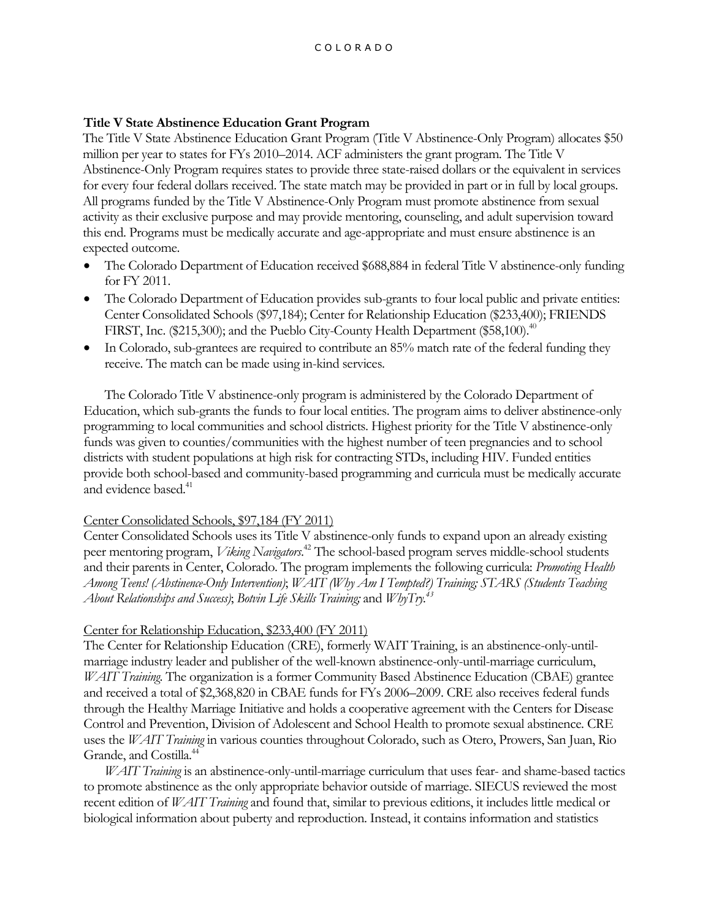**Title V State Abstinence Education Grant Program**

The Title V State Abstinence Education Grant Program (Title V Abstinence-Only Program) allocates $50 million per year to states for FYs 2010–2014. ACF administers the grant program. The Title V Abstinence-Only Program requires states to provide three state-raised dollars or the equivalent in services for every four federal dollars received. The state match may be provided in part or in full by local groups. All programs funded by the Title V Abstinence-Only Program must promote abstinence from sexual activity as their exclusive purpose and may provide mentoring, counseling, and adult supervision toward this end. Programs must be medically accurate and age-appropriate and must ensure abstinence is an expected outcome.

- The Colorado Department of Education received $688,884 in federal Title V abstinence-only funding for FY 2011.
- The Colorado Department of Education provides sub-grants to four local public and private entities: Center Consolidated Schools ($97,184); Center for Relationship Education ($233,400); FRIENDS FIRST, Inc. ($215,300); and the Pueblo City-County Health Department ($58,100).[40]
- In Colorado, sub-grantees are required to contribute an 85% match rate of the federal funding they receive. The match can be made using in-kind services.

The Colorado Title V abstinence-only program is administered by the Colorado Department of Education, which sub-grants the funds to four local entities. The program aims to deliver abstinence-only programming to local communities and school districts. Highest priority for the Title V abstinence-only funds was given to counties/communities with the highest number of teen pregnancies and to school districts with student populations at high risk for contracting STDs, including HIV. Funded entities provide both school-based and community-based programming and curricula must be medically accurate and evidence based.[41]

<u>Center Consolidated Schools, $97,184 (FY 2011)</u>

Center Consolidated Schools uses its Title V abstinence-only funds to expand upon an already existing peer mentoring program, *Viking Navigators*.[42] The school-based program serves middle-school students and their parents in Center, Colorado. The program implements the following curricula: *Promoting Health Among Teens! (Abstinence-Only Intervention)*; *WAIT (Why Am I Tempted?) Training; STARS (Students Teaching About Relationships and Success)*; *Botvin Life Skills Training;* and *WhyTry.*[43]

<u>Center for Relationship Education, $233,400 (FY 2011)</u>

The Center for Relationship Education (CRE), formerly WAIT Training, is an abstinence-only-until-marriage industry leader and publisher of the well-known abstinence-only-until-marriage curriculum, *WAIT Training*. The organization is a former Community Based Abstinence Education (CBAE) grantee and received a total of $2,368,820 in CBAE funds for FYs 2006–2009. CRE also receives federal funds through the Healthy Marriage Initiative and holds a cooperative agreement with the Centers for Disease Control and Prevention, Division of Adolescent and School Health to promote sexual abstinence. CRE uses the *WAIT Training* in various counties throughout Colorado, such as Otero, Prowers, San Juan, Rio Grande, and Costilla.[44]

*WAIT Training* is an abstinence-only-until-marriage curriculum that uses fear- and shame-based tactics to promote abstinence as the only appropriate behavior outside of marriage. SIECUS reviewed the most recent edition of *WAIT Training* and found that, similar to previous editions, it includes little medical or biological information about puberty and reproduction. Instead, it contains information and statistics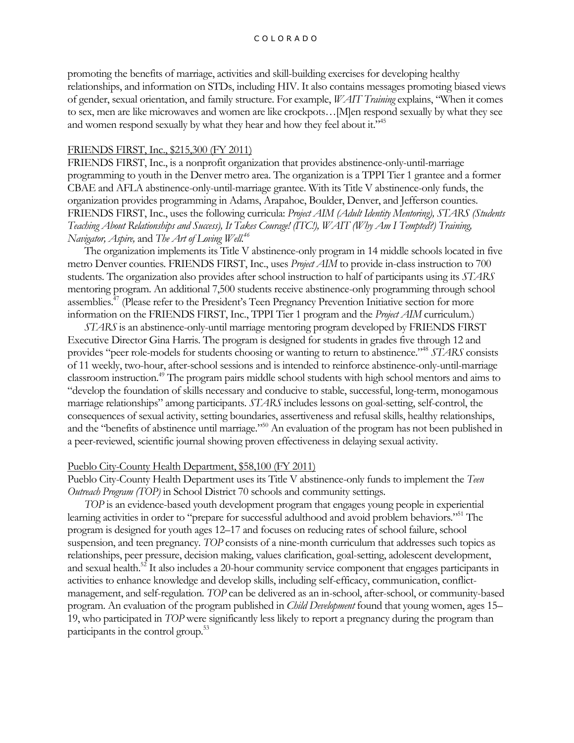promoting the benefits of marriage, activities and skill-building exercises for developing healthy relationships, and information on STDs, including HIV. It also contains messages promoting biased views of gender, sexual orientation, and family structure. For example, *WAIT Training* explains, "When it comes to sex, men are like microwaves and women are like crockpots…[M]en respond sexually by what they see and women respond sexually by what they hear and how they feel about it."[45]

### FRIENDS FIRST, Inc., $215,300 (FY 2011)

FRIENDS FIRST, Inc., is a nonprofit organization that provides abstinence-only-until-marriage programming to youth in the Denver metro area. The organization is a TPPI Tier 1 grantee and a former CBAE and AFLA abstinence-only-until-marriage grantee. With its Title V abstinence-only funds, the organization provides programming in Adams, Arapahoe, Boulder, Denver, and Jefferson counties. FRIENDS FIRST, Inc., uses the following curricula: *Project AIM (Adult Identity Mentoring), STARS (Students Teaching About Relationships and Success), It Takes Courage! (ITC!), WAIT (Why Am I Tempted?) Training, Navigator, Aspire,* and *The Art of Loving Well.*[46]

The organization implements its Title V abstinence-only program in 14 middle schools located in five metro Denver counties. FRIENDS FIRST, Inc., uses *Project AIM* to provide in-class instruction to 700 students. The organization also provides after school instruction to half of participants using its *STARS* mentoring program. An additional 7,500 students receive abstinence-only programming through school assemblies.[47] (Please refer to the President's Teen Pregnancy Prevention Initiative section for more information on the FRIENDS FIRST, Inc., TPPI Tier 1 program and the *Project AIM* curriculum.)

*STARS* is an abstinence-only-until marriage mentoring program developed by FRIENDS FIRST Executive Director Gina Harris. The program is designed for students in grades five through 12 and provides "peer role-models for students choosing or wanting to return to abstinence."[48] *STARS* consists of 11 weekly, two-hour, after-school sessions and is intended to reinforce abstinence-only-until-marriage classroom instruction.[49] The program pairs middle school students with high school mentors and aims to "develop the foundation of skills necessary and conducive to stable, successful, long-term, monogamous marriage relationships" among participants. *STARS* includes lessons on goal-setting, self-control, the consequences of sexual activity, setting boundaries, assertiveness and refusal skills, healthy relationships, and the "benefits of abstinence until marriage."[50] An evaluation of the program has not been published in a peer-reviewed, scientific journal showing proven effectiveness in delaying sexual activity.

### Pueblo City-County Health Department, $58,100 (FY 2011)

Pueblo City-County Health Department uses its Title V abstinence-only funds to implement the *Teen Outreach Program (TOP)* in School District 70 schools and community settings.

*TOP* is an evidence-based youth development program that engages young people in experiential learning activities in order to "prepare for successful adulthood and avoid problem behaviors."[51] The program is designed for youth ages 12–17 and focuses on reducing rates of school failure, school suspension, and teen pregnancy. *TOP* consists of a nine-month curriculum that addresses such topics as relationships, peer pressure, decision making, values clarification, goal-setting, adolescent development, and sexual health.[52] It also includes a 20-hour community service component that engages participants in activities to enhance knowledge and develop skills, including self-efficacy, communication, conflict-management, and self-regulation. *TOP* can be delivered as an in-school, after-school, or community-based program. An evaluation of the program published in *Child Development* found that young women, ages 15–19, who participated in *TOP* were significantly less likely to report a pregnancy during the program than participants in the control group.[53]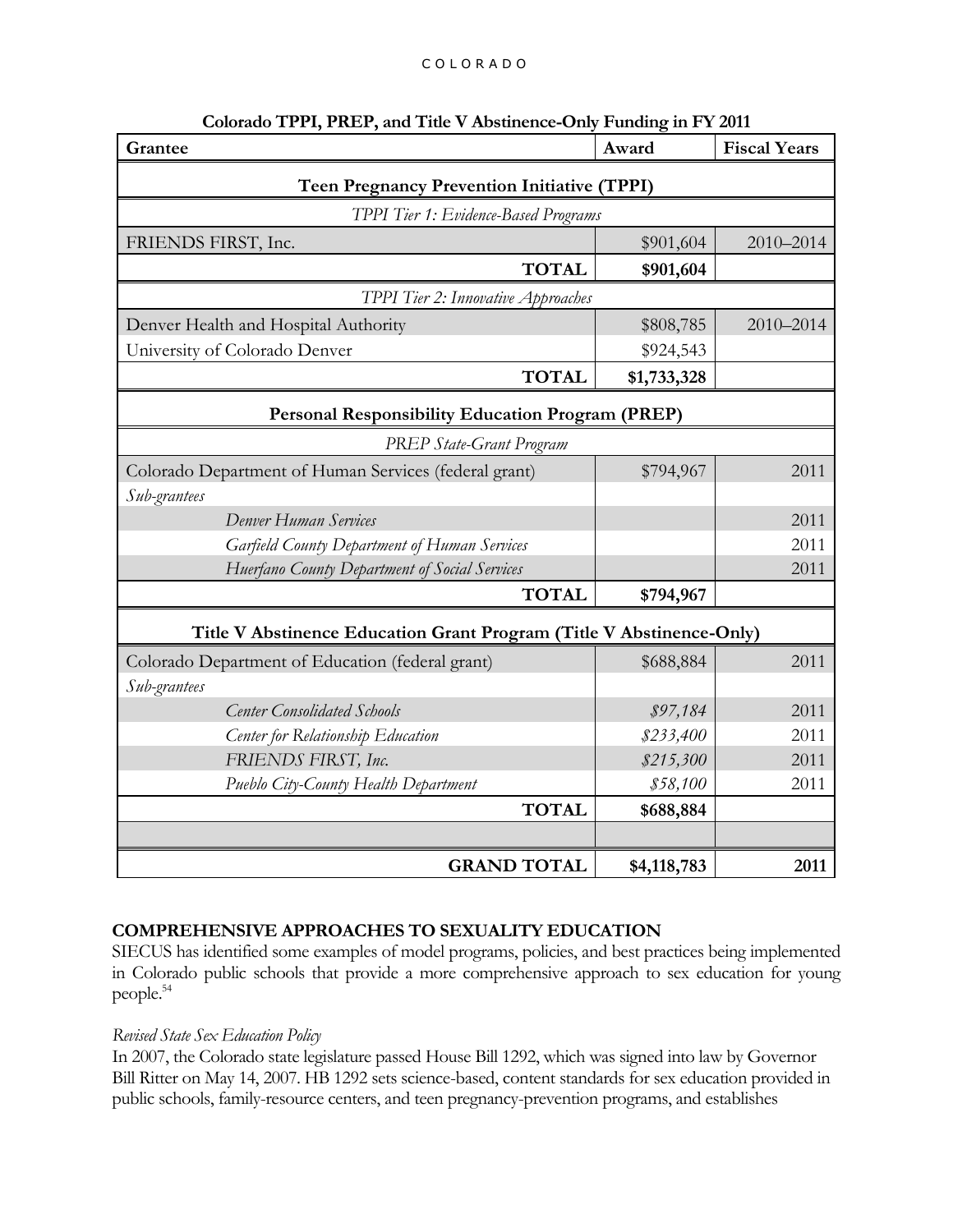**Colorado TPPI, PREP, and Title V Abstinence-Only Funding in FY 2011**

| Grantee | Award | Fiscal Years |
|---|---|---|
| **Teen Pregnancy Prevention Initiative (TPPI)** | | |
| *TPPI Tier 1: Evidence-Based Programs* | | |
| FRIENDS FIRST, Inc. | $901,604 | 2010–2014 |
| **TOTAL** | **$901,604** | |
| *TPPI Tier 2: Innovative Approaches* | | |
| Denver Health and Hospital Authority | $808,785 | 2010–2014 |
| University of Colorado Denver | $924,543 | |
| **TOTAL** | **$1,733,328** | |
| **Personal Responsibility Education Program (PREP)** | | |
| *PREP State-Grant Program* | | |
| Colorado Department of Human Services (federal grant) | $794,967 | 2011 |
| *Sub-grantees* | | |
| *Denver Human Services* | | 2011 |
| *Garfield County Department of Human Services* | | 2011 |
| *Huerfano County Department of Social Services* | | 2011 |
| **TOTAL** | **$794,967** | |
| **Title V Abstinence Education Grant Program (Title V Abstinence-Only)** | | |
| Colorado Department of Education (federal grant) | $688,884 | 2011 |
| *Sub-grantees* | | |
| *Center Consolidated Schools* | *$97,184* | 2011 |
| *Center for Relationship Education* | *$233,400* | 2011 |
| *FRIENDS FIRST, Inc.* | *$215,300* | 2011 |
| *Pueblo City-County Health Department* | *$58,100* | 2011 |
| **TOTAL** | **$688,884** | |
| | | |
| **GRAND TOTAL** | **$4,118,783** | **2011** |

## COMPREHENSIVE APPROACHES TO SEXUALITY EDUCATION

SIECUS has identified some examples of model programs, policies, and best practices being implemented in Colorado public schools that provide a more comprehensive approach to sex education for young people.[54]

*Revised State Sex Education Policy*

In 2007, the Colorado state legislature passed House Bill 1292, which was signed into law by Governor Bill Ritter on May 14, 2007. HB 1292 sets science-based, content standards for sex education provided in public schools, family-resource centers, and teen pregnancy-prevention programs, and establishes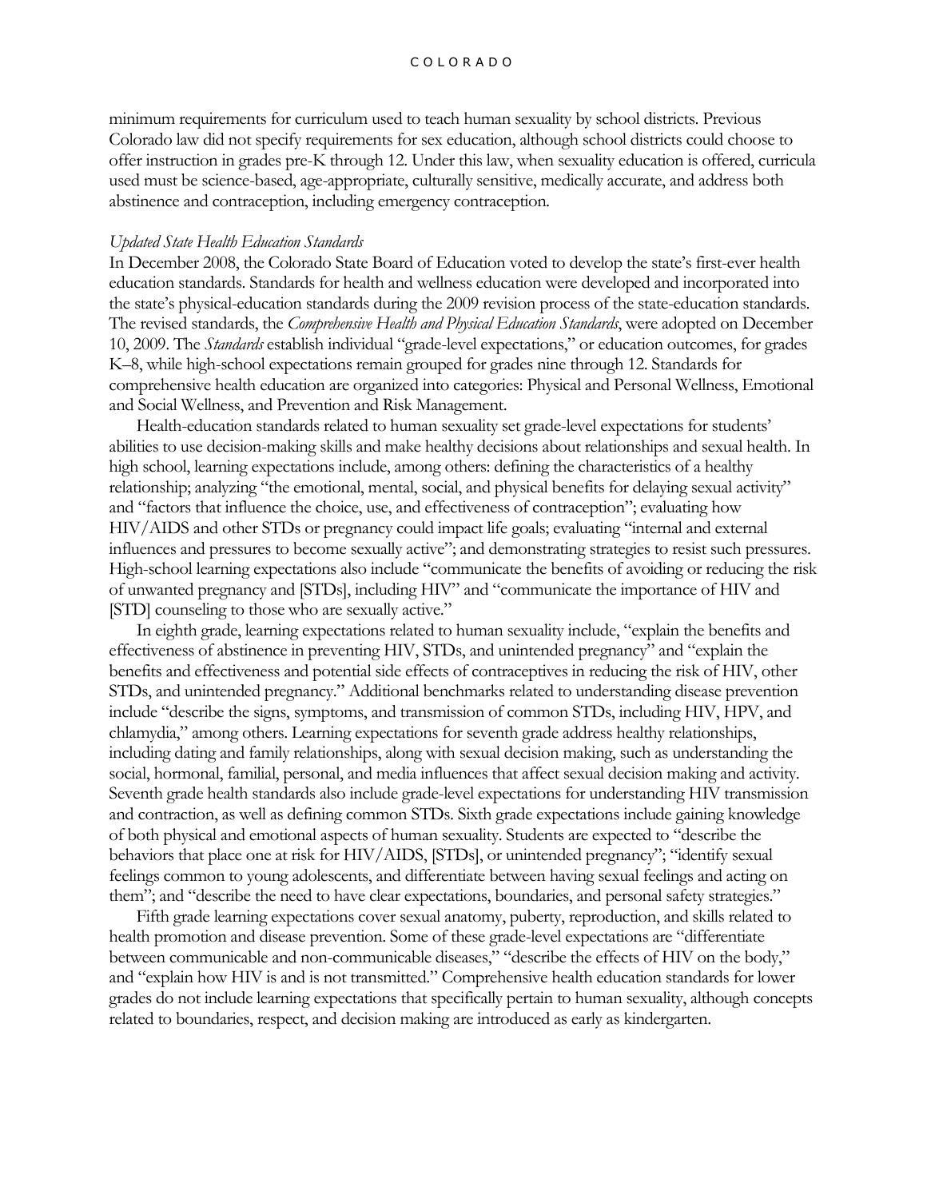minimum requirements for curriculum used to teach human sexuality by school districts. Previous Colorado law did not specify requirements for sex education, although school districts could choose to offer instruction in grades pre-K through 12. Under this law, when sexuality education is offered, curricula used must be science-based, age-appropriate, culturally sensitive, medically accurate, and address both abstinence and contraception, including emergency contraception.

*Updated State Health Education Standards*

In December 2008, the Colorado State Board of Education voted to develop the state's first-ever health education standards. Standards for health and wellness education were developed and incorporated into the state's physical-education standards during the 2009 revision process of the state-education standards. The revised standards, the *Comprehensive Health and Physical Education Standards*, were adopted on December 10, 2009. The *Standards* establish individual "grade-level expectations," or education outcomes, for grades K–8, while high-school expectations remain grouped for grades nine through 12. Standards for comprehensive health education are organized into categories: Physical and Personal Wellness, Emotional and Social Wellness, and Prevention and Risk Management.

Health-education standards related to human sexuality set grade-level expectations for students' abilities to use decision-making skills and make healthy decisions about relationships and sexual health. In high school, learning expectations include, among others: defining the characteristics of a healthy relationship; analyzing "the emotional, mental, social, and physical benefits for delaying sexual activity" and "factors that influence the choice, use, and effectiveness of contraception"; evaluating how HIV/AIDS and other STDs or pregnancy could impact life goals; evaluating "internal and external influences and pressures to become sexually active"; and demonstrating strategies to resist such pressures. High-school learning expectations also include "communicate the benefits of avoiding or reducing the risk of unwanted pregnancy and [STDs], including HIV" and "communicate the importance of HIV and [STD] counseling to those who are sexually active."

In eighth grade, learning expectations related to human sexuality include, "explain the benefits and effectiveness of abstinence in preventing HIV, STDs, and unintended pregnancy" and "explain the benefits and effectiveness and potential side effects of contraceptives in reducing the risk of HIV, other STDs, and unintended pregnancy." Additional benchmarks related to understanding disease prevention include "describe the signs, symptoms, and transmission of common STDs, including HIV, HPV, and chlamydia," among others. Learning expectations for seventh grade address healthy relationships, including dating and family relationships, along with sexual decision making, such as understanding the social, hormonal, familial, personal, and media influences that affect sexual decision making and activity. Seventh grade health standards also include grade-level expectations for understanding HIV transmission and contraction, as well as defining common STDs. Sixth grade expectations include gaining knowledge of both physical and emotional aspects of human sexuality. Students are expected to "describe the behaviors that place one at risk for HIV/AIDS, [STDs], or unintended pregnancy"; "identify sexual feelings common to young adolescents, and differentiate between having sexual feelings and acting on them"; and "describe the need to have clear expectations, boundaries, and personal safety strategies."

Fifth grade learning expectations cover sexual anatomy, puberty, reproduction, and skills related to health promotion and disease prevention. Some of these grade-level expectations are "differentiate between communicable and non-communicable diseases," "describe the effects of HIV on the body," and "explain how HIV is and is not transmitted." Comprehensive health education standards for lower grades do not include learning expectations that specifically pertain to human sexuality, although concepts related to boundaries, respect, and decision making are introduced as early as kindergarten.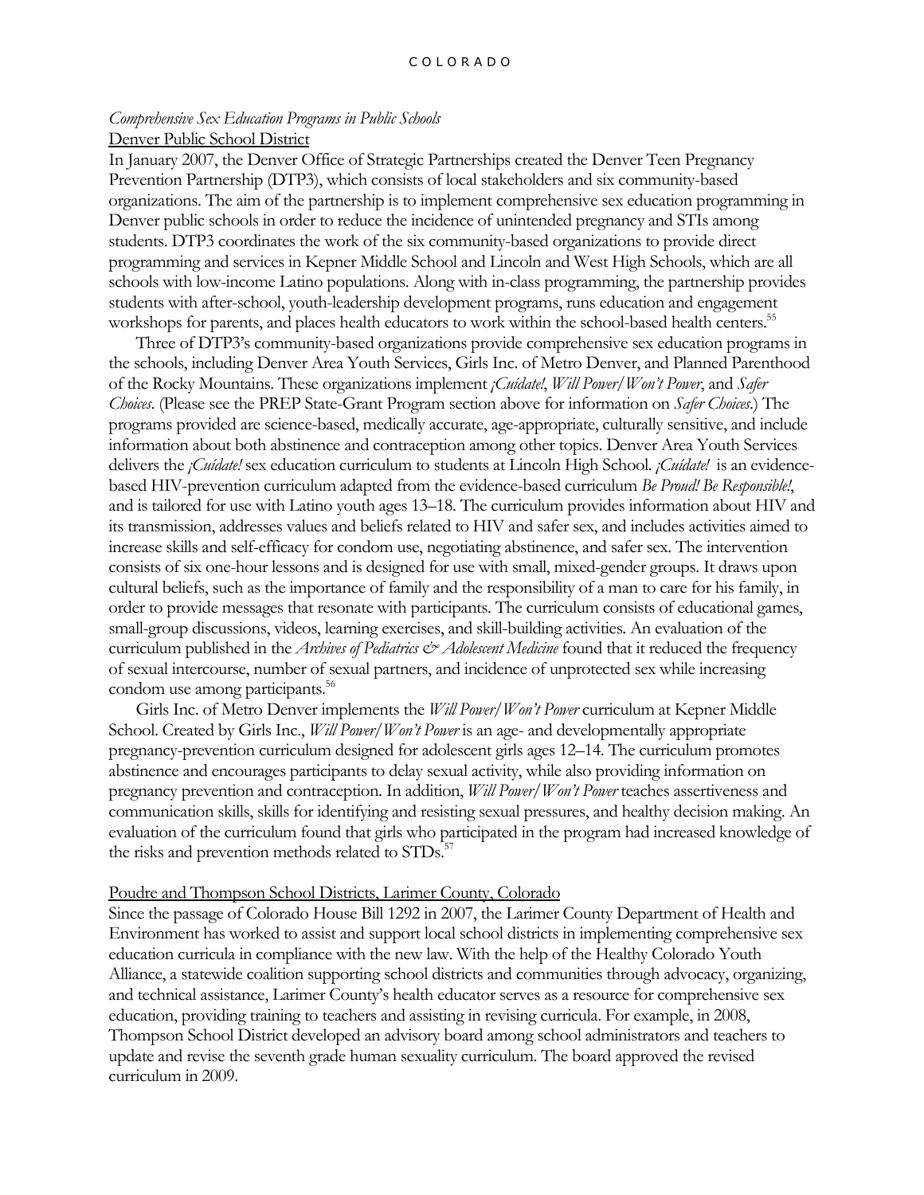*Comprehensive Sex Education Programs in Public Schools*

Denver Public School District

In January 2007, the Denver Office of Strategic Partnerships created the Denver Teen Pregnancy Prevention Partnership (DTP3), which consists of local stakeholders and six community-based organizations. The aim of the partnership is to implement comprehensive sex education programming in Denver public schools in order to reduce the incidence of unintended pregnancy and STIs among students. DTP3 coordinates the work of the six community-based organizations to provide direct programming and services in Kepner Middle School and Lincoln and West High Schools, which are all schools with low-income Latino populations. Along with in-class programming, the partnership provides students with after-school, youth-leadership development programs, runs education and engagement workshops for parents, and places health educators to work within the school-based health centers.[55]

Three of DTP3's community-based organizations provide comprehensive sex education programs in the schools, including Denver Area Youth Services, Girls Inc. of Metro Denver, and Planned Parenthood of the Rocky Mountains. These organizations implement *¡Cuídate!*, *Will Power/Won't Power*, and *Safer Choices*. (Please see the PREP State-Grant Program section above for information on *Safer Choices*.) The programs provided are science-based, medically accurate, age-appropriate, culturally sensitive, and include information about both abstinence and contraception among other topics. Denver Area Youth Services delivers the *¡Cuídate!* sex education curriculum to students at Lincoln High School. *¡Cuídate!* is an evidence-based HIV-prevention curriculum adapted from the evidence-based curriculum *Be Proud! Be Responsible!*, and is tailored for use with Latino youth ages 13–18. The curriculum provides information about HIV and its transmission, addresses values and beliefs related to HIV and safer sex, and includes activities aimed to increase skills and self-efficacy for condom use, negotiating abstinence, and safer sex. The intervention consists of six one-hour lessons and is designed for use with small, mixed-gender groups. It draws upon cultural beliefs, such as the importance of family and the responsibility of a man to care for his family, in order to provide messages that resonate with participants. The curriculum consists of educational games, small-group discussions, videos, learning exercises, and skill-building activities. An evaluation of the curriculum published in the *Archives of Pediatrics & Adolescent Medicine* found that it reduced the frequency of sexual intercourse, number of sexual partners, and incidence of unprotected sex while increasing condom use among participants.[56]

Girls Inc. of Metro Denver implements the *Will Power/Won't Power* curriculum at Kepner Middle School. Created by Girls Inc., *Will Power/Won't Power* is an age- and developmentally appropriate pregnancy-prevention curriculum designed for adolescent girls ages 12–14. The curriculum promotes abstinence and encourages participants to delay sexual activity, while also providing information on pregnancy prevention and contraception. In addition, *Will Power/Won't Power* teaches assertiveness and communication skills, skills for identifying and resisting sexual pressures, and healthy decision making. An evaluation of the curriculum found that girls who participated in the program had increased knowledge of the risks and prevention methods related to STDs.[57]

Poudre and Thompson School Districts, Larimer County, Colorado

Since the passage of Colorado House Bill 1292 in 2007, the Larimer County Department of Health and Environment has worked to assist and support local school districts in implementing comprehensive sex education curricula in compliance with the new law. With the help of the Healthy Colorado Youth Alliance, a statewide coalition supporting school districts and communities through advocacy, organizing, and technical assistance, Larimer County's health educator serves as a resource for comprehensive sex education, providing training to teachers and assisting in revising curricula. For example, in 2008, Thompson School District developed an advisory board among school administrators and teachers to update and revise the seventh grade human sexuality curriculum. The board approved the revised curriculum in 2009.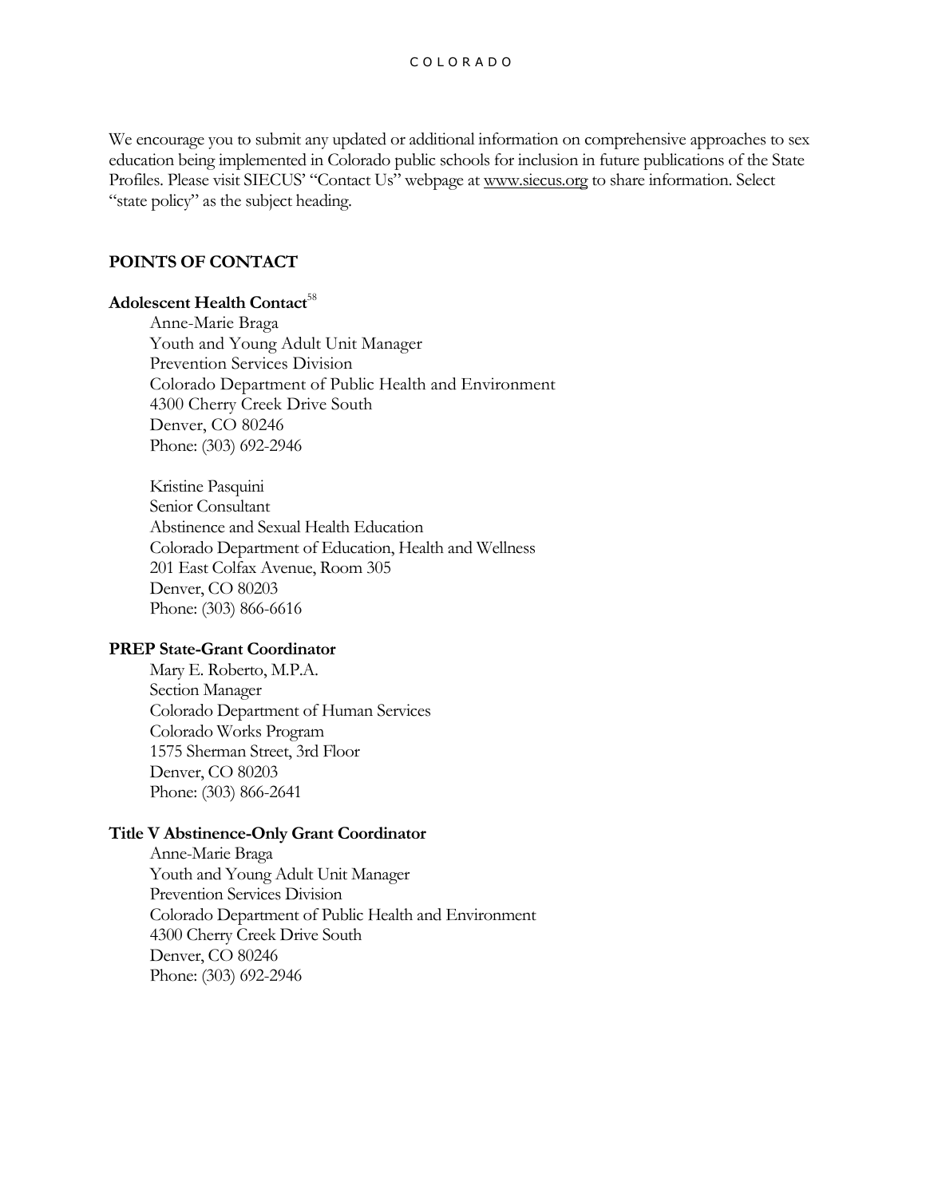We encourage you to submit any updated or additional information on comprehensive approaches to sex education being implemented in Colorado public schools for inclusion in future publications of the State Profiles. Please visit SIECUS' "Contact Us" webpage at www.siecus.org to share information. Select "state policy" as the subject heading.

## POINTS OF CONTACT

### Adolescent Health Contact[58]

Anne-Marie Braga
Youth and Young Adult Unit Manager
Prevention Services Division
Colorado Department of Public Health and Environment
4300 Cherry Creek Drive South
Denver, CO 80246
Phone: (303) 692-2946

Kristine Pasquini
Senior Consultant
Abstinence and Sexual Health Education
Colorado Department of Education, Health and Wellness
201 East Colfax Avenue, Room 305
Denver, CO 80203
Phone: (303) 866-6616

### PREP State-Grant Coordinator

Mary E. Roberto, M.P.A.
Section Manager
Colorado Department of Human Services
Colorado Works Program
1575 Sherman Street, 3rd Floor
Denver, CO 80203
Phone: (303) 866-2641

### Title V Abstinence-Only Grant Coordinator

Anne-Marie Braga
Youth and Young Adult Unit Manager
Prevention Services Division
Colorado Department of Public Health and Environment
4300 Cherry Creek Drive South
Denver, CO 80246
Phone: (303) 692-2946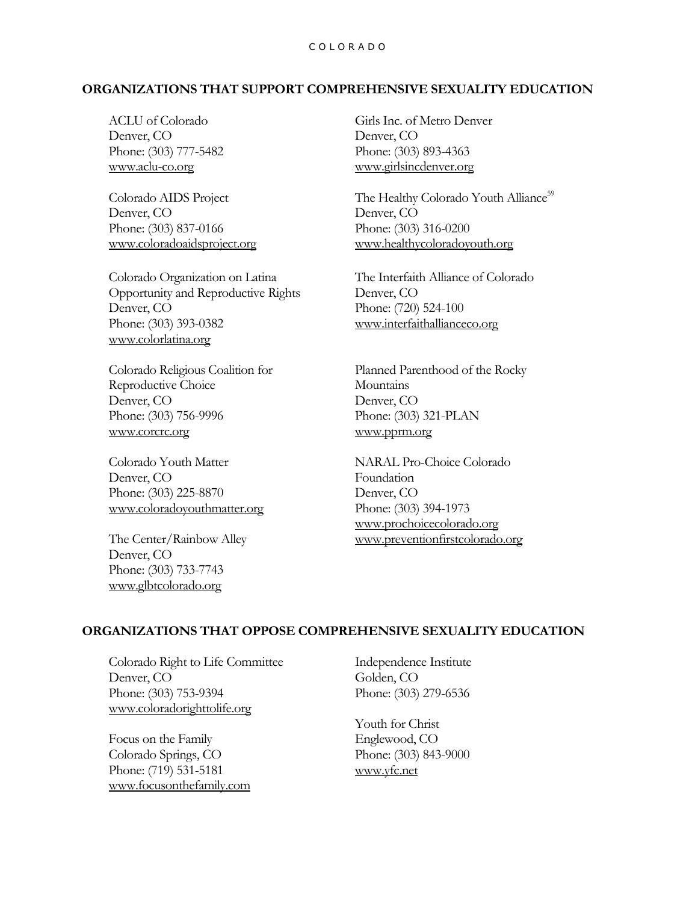## ORGANIZATIONS THAT SUPPORT COMPREHENSIVE SEXUALITY EDUCATION

ACLU of Colorado
Denver, CO
Phone: (303) 777-5482
www.aclu-co.org

Colorado AIDS Project
Denver, CO
Phone: (303) 837-0166
www.coloradoaidsproject.org

Colorado Organization on Latina Opportunity and Reproductive Rights
Denver, CO
Phone: (303) 393-0382
www.colorlatina.org

Colorado Religious Coalition for Reproductive Choice
Denver, CO
Phone: (303) 756-9996
www.corcrc.org

Colorado Youth Matter
Denver, CO
Phone: (303) 225-8870
www.coloradoyouthmatter.org

The Center/Rainbow Alley
Denver, CO
Phone: (303) 733-7743
www.glbtcolorado.org

Girls Inc. of Metro Denver
Denver, CO
Phone: (303) 893-4363
www.girlsincdenver.org

The Healthy Colorado Youth Alliance[59]
Denver, CO
Phone: (303) 316-0200
www.healthycoloradoyouth.org

The Interfaith Alliance of Colorado
Denver, CO
Phone: (720) 524-100
www.interfaithallianceco.org

Planned Parenthood of the Rocky Mountains
Denver, CO
Phone: (303) 321-PLAN
www.pprm.org

NARAL Pro-Choice Colorado Foundation
Denver, CO
Phone: (303) 394-1973
www.prochoicecolorado.org
www.preventionfirstcolorado.org

## ORGANIZATIONS THAT OPPOSE COMPREHENSIVE SEXUALITY EDUCATION

Colorado Right to Life Committee
Denver, CO
Phone: (303) 753-9394
www.coloradorighttolife.org

Focus on the Family
Colorado Springs, CO
Phone: (719) 531-5181
www.focusonthefamily.com

Independence Institute
Golden, CO
Phone: (303) 279-6536

Youth for Christ
Englewood, CO
Phone: (303) 843-9000
www.yfc.net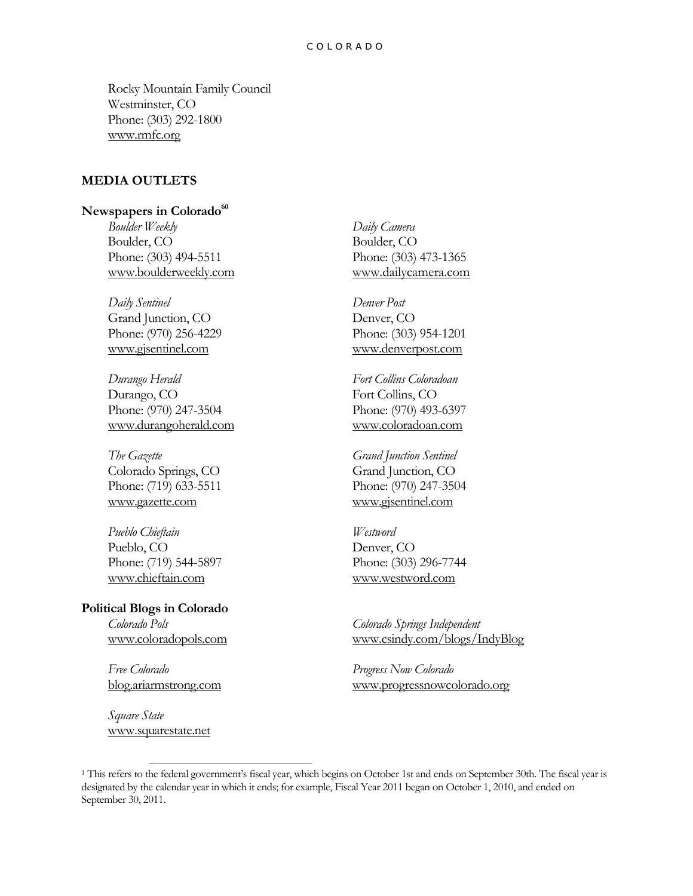Rocky Mountain Family Council
Westminster, CO
Phone: (303) 292-1800
www.rmfc.org

## MEDIA OUTLETS

### Newspapers in Colorado[60]

*Boulder Weekly*
Boulder, CO
Phone: (303) 494-5511
www.boulderweekly.com

*Daily Camera*
Boulder, CO
Phone: (303) 473-1365
www.dailycamera.com

*Daily Sentinel*
Grand Junction, CO
Phone: (970) 256-4229
www.gjsentinel.com

*Denver Post*
Denver, CO
Phone: (303) 954-1201
www.denverpost.com

*Durango Herald*
Durango, CO
Phone: (970) 247-3504
www.durangoherald.com

*Fort Collins Coloradoan*
Fort Collins, CO
Phone: (970) 493-6397
www.coloradoan.com

*The Gazette*
Colorado Springs, CO
Phone: (719) 633-5511
www.gazette.com

*Grand Junction Sentinel*
Grand Junction, CO
Phone: (970) 247-3504
www.gjsentinel.com

*Pueblo Chieftain*
Pueblo, CO
Phone: (719) 544-5897
www.chieftain.com

*Westword*
Denver, CO
Phone: (303) 296-7744
www.westword.com

### Political Blogs in Colorado

*Colorado Pols*
www.coloradopols.com

*Colorado Springs Independent*
www.csindy.com/blogs/IndyBlog

*Free Colorado*
blog.ariarmstrong.com

*Progress Now Colorado*
www.progressnowcolorado.org

*Square State*
www.squarestate.net

---

[1] This refers to the federal government's fiscal year, which begins on October 1st and ends on September 30th. The fiscal year is designated by the calendar year in which it ends; for example, Fiscal Year 2011 began on October 1, 2010, and ended on September 30, 2011.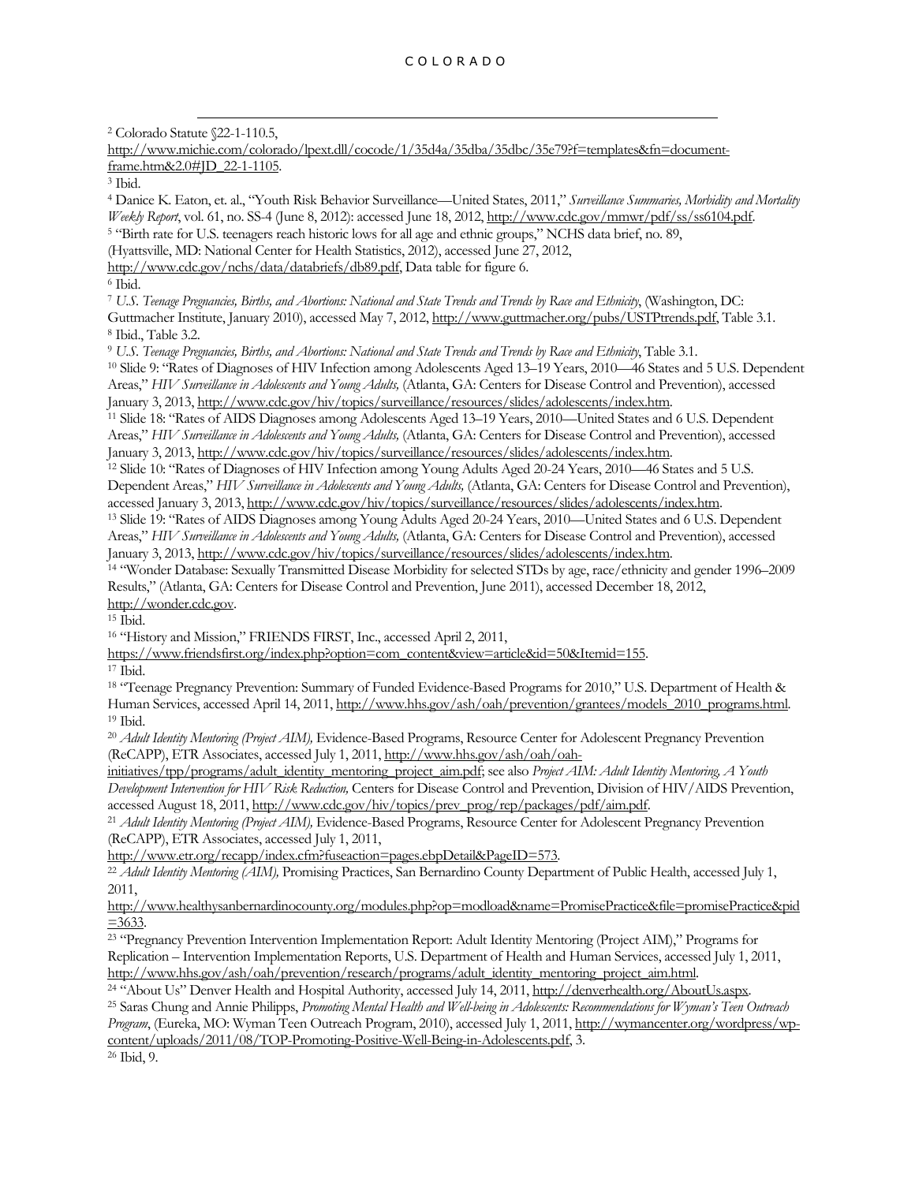[2] Colorado Statute §22-1-110.5, http://www.michie.com/colorado/lpext.dll/cocode/1/35d4a/35dba/35dbc/35e79?f=templates&fn=document-frame.htm&2.0#JD_22-1-1105.

[3] Ibid.

[4] Danice K. Eaton, et. al., "Youth Risk Behavior Surveillance—United States, 2011," *Surveillance Summaries, Morbidity and Mortality Weekly Report*, vol. 61, no. SS-4 (June 8, 2012): accessed June 18, 2012, http://www.cdc.gov/mmwr/pdf/ss/ss6104.pdf.

[5] "Birth rate for U.S. teenagers reach historic lows for all age and ethnic groups," NCHS data brief, no. 89, (Hyattsville, MD: National Center for Health Statistics, 2012), accessed June 27, 2012, http://www.cdc.gov/nchs/data/databriefs/db89.pdf, Data table for figure 6.

[6] Ibid.

[7] *U.S. Teenage Pregnancies, Births, and Abortions: National and State Trends and Trends by Race and Ethnicity*, (Washington, DC: Guttmacher Institute, January 2010), accessed May 7, 2012, http://www.guttmacher.org/pubs/USTPtrends.pdf, Table 3.1.

[8] Ibid., Table 3.2.

[9] *U.S. Teenage Pregnancies, Births, and Abortions: National and State Trends and Trends by Race and Ethnicity*, Table 3.1.

[10] Slide 9: "Rates of Diagnoses of HIV Infection among Adolescents Aged 13–19 Years, 2010—46 States and 5 U.S. Dependent Areas," *HIV Surveillance in Adolescents and Young Adults,* (Atlanta, GA: Centers for Disease Control and Prevention), accessed January 3, 2013, http://www.cdc.gov/hiv/topics/surveillance/resources/slides/adolescents/index.htm.

[11] Slide 18: "Rates of AIDS Diagnoses among Adolescents Aged 13–19 Years, 2010—United States and 6 U.S. Dependent Areas," *HIV Surveillance in Adolescents and Young Adults,* (Atlanta, GA: Centers for Disease Control and Prevention), accessed January 3, 2013, http://www.cdc.gov/hiv/topics/surveillance/resources/slides/adolescents/index.htm.

[12] Slide 10: "Rates of Diagnoses of HIV Infection among Young Adults Aged 20-24 Years, 2010—46 States and 5 U.S. Dependent Areas," *HIV Surveillance in Adolescents and Young Adults,* (Atlanta, GA: Centers for Disease Control and Prevention), accessed January 3, 2013, http://www.cdc.gov/hiv/topics/surveillance/resources/slides/adolescents/index.htm.

[13] Slide 19: "Rates of AIDS Diagnoses among Young Adults Aged 20-24 Years, 2010—United States and 6 U.S. Dependent Areas," *HIV Surveillance in Adolescents and Young Adults,* (Atlanta, GA: Centers for Disease Control and Prevention), accessed January 3, 2013, http://www.cdc.gov/hiv/topics/surveillance/resources/slides/adolescents/index.htm.

[14] "Wonder Database: Sexually Transmitted Disease Morbidity for selected STDs by age, race/ethnicity and gender 1996–2009 Results," (Atlanta, GA: Centers for Disease Control and Prevention, June 2011), accessed December 18, 2012, http://wonder.cdc.gov.

[15] Ibid.

[16] "History and Mission," FRIENDS FIRST, Inc., accessed April 2, 2011, https://www.friendsfirst.org/index.php?option=com_content&view=article&id=50&Itemid=155.

[17] Ibid.

[18] "Teenage Pregnancy Prevention: Summary of Funded Evidence-Based Programs for 2010," U.S. Department of Health & Human Services, accessed April 14, 2011, http://www.hhs.gov/ash/oah/prevention/grantees/models_2010_programs.html.

[19] Ibid.

[20] *Adult Identity Mentoring (Project AIM),* Evidence-Based Programs, Resource Center for Adolescent Pregnancy Prevention (ReCAPP), ETR Associates, accessed July 1, 2011, http://www.hhs.gov/ash/oah/oah-initiatives/tpp/programs/adult_identity_mentoring_project_aim.pdf; see also *Project AIM: Adult Identity Mentoring, A Youth Development Intervention for HIV Risk Reduction,* Centers for Disease Control and Prevention, Division of HIV/AIDS Prevention, accessed August 18, 2011, http://www.cdc.gov/hiv/topics/prev_prog/rep/packages/pdf/aim.pdf.

[21] *Adult Identity Mentoring (Project AIM),* Evidence-Based Programs, Resource Center for Adolescent Pregnancy Prevention (ReCAPP), ETR Associates, accessed July 1, 2011, http://www.etr.org/recapp/index.cfm?fuseaction=pages.ebpDetail&PageID=573.

[22] *Adult Identity Mentoring (AIM),* Promising Practices, San Bernardino County Department of Public Health, accessed July 1, 2011, http://www.healthysanbernardinocounty.org/modules.php?op=modload&name=PromisePractice&file=promisePractice&pid=3633.

[23] "Pregnancy Prevention Intervention Implementation Report: Adult Identity Mentoring (Project AIM)," Programs for Replication – Intervention Implementation Reports, U.S. Department of Health and Human Services, accessed July 1, 2011, http://www.hhs.gov/ash/oah/prevention/research/programs/adult_identity_mentoring_project_aim.html.

[24] "About Us" Denver Health and Hospital Authority, accessed July 14, 2011, http://denverhealth.org/AboutUs.aspx.

[25] Saras Chung and Annie Philipps, *Promoting Mental Health and Well-being in Adolescents: Recommendations for Wyman's Teen Outreach Program*, (Eureka, MO: Wyman Teen Outreach Program, 2010), accessed July 1, 2011, http://wymancenter.org/wordpress/wp-content/uploads/2011/08/TOP-Promoting-Positive-Well-Being-in-Adolescents.pdf, 3.

[26] Ibid, 9.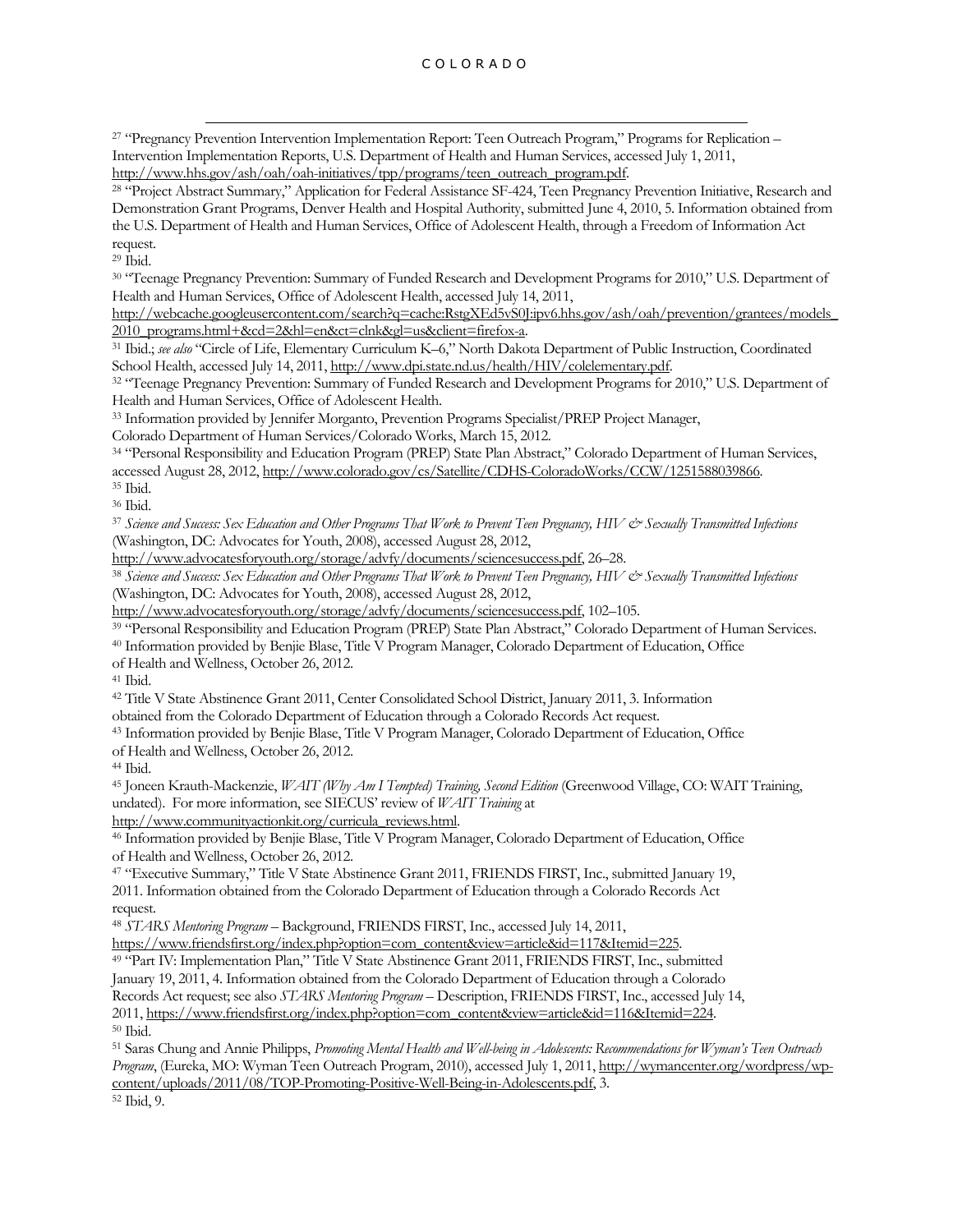[27] "Pregnancy Prevention Intervention Implementation Report: Teen Outreach Program," Programs for Replication – Intervention Implementation Reports, U.S. Department of Health and Human Services, accessed July 1, 2011, http://www.hhs.gov/ash/oah/oah-initiatives/tpp/programs/teen_outreach_program.pdf.

[28] "Project Abstract Summary," Application for Federal Assistance SF-424, Teen Pregnancy Prevention Initiative, Research and Demonstration Grant Programs, Denver Health and Hospital Authority, submitted June 4, 2010, 5. Information obtained from the U.S. Department of Health and Human Services, Office of Adolescent Health, through a Freedom of Information Act request.

[29] Ibid.

[30] "Teenage Pregnancy Prevention: Summary of Funded Research and Development Programs for 2010," U.S. Department of Health and Human Services, Office of Adolescent Health, accessed July 14, 2011, http://webcache.googleusercontent.com/search?q=cache:RstgXEd5vS0J:ipv6.hhs.gov/ash/oah/prevention/grantees/models_2010_programs.html+&cd=2&hl=en&ct=clnk&gl=us&client=firefox-a.

[31] Ibid.; *see also* "Circle of Life, Elementary Curriculum K–6," North Dakota Department of Public Instruction, Coordinated School Health, accessed July 14, 2011, http://www.dpi.state.nd.us/health/HIV/colelementary.pdf.

[32] "Teenage Pregnancy Prevention: Summary of Funded Research and Development Programs for 2010," U.S. Department of Health and Human Services, Office of Adolescent Health.

[33] Information provided by Jennifer Morganto, Prevention Programs Specialist/PREP Project Manager, Colorado Department of Human Services/Colorado Works, March 15, 2012.

[34] "Personal Responsibility and Education Program (PREP) State Plan Abstract," Colorado Department of Human Services, accessed August 28, 2012, http://www.colorado.gov/cs/Satellite/CDHS-ColoradoWorks/CCW/1251588039866.

[35] Ibid.

[36] Ibid.

[37] *Science and Success: Sex Education and Other Programs That Work to Prevent Teen Pregnancy, HIV & Sexually Transmitted Infections* (Washington, DC: Advocates for Youth, 2008), accessed August 28, 2012, http://www.advocatesforyouth.org/storage/advfy/documents/sciencesuccess.pdf, 26–28.

[38] *Science and Success: Sex Education and Other Programs That Work to Prevent Teen Pregnancy, HIV & Sexually Transmitted Infections* (Washington, DC: Advocates for Youth, 2008), accessed August 28, 2012, http://www.advocatesforyouth.org/storage/advfy/documents/sciencesuccess.pdf, 102–105.

[39] "Personal Responsibility and Education Program (PREP) State Plan Abstract," Colorado Department of Human Services.

[40] Information provided by Benjie Blase, Title V Program Manager, Colorado Department of Education, Office of Health and Wellness, October 26, 2012.

[41] Ibid.

[42] Title V State Abstinence Grant 2011, Center Consolidated School District, January 2011, 3. Information obtained from the Colorado Department of Education through a Colorado Records Act request.

[43] Information provided by Benjie Blase, Title V Program Manager, Colorado Department of Education, Office of Health and Wellness, October 26, 2012.

[44] Ibid.

[45] Joneen Krauth-Mackenzie, *WAIT (Why Am I Tempted) Training, Second Edition* (Greenwood Village, CO: WAIT Training, undated). For more information, see SIECUS' review of *WAIT Training* at http://www.communityactionkit.org/curricula_reviews.html.

[46] Information provided by Benjie Blase, Title V Program Manager, Colorado Department of Education, Office of Health and Wellness, October 26, 2012.

[47] "Executive Summary," Title V State Abstinence Grant 2011, FRIENDS FIRST, Inc., submitted January 19, 2011. Information obtained from the Colorado Department of Education through a Colorado Records Act request.

[48] *STARS Mentoring Program* – Background, FRIENDS FIRST, Inc., accessed July 14, 2011, https://www.friendsfirst.org/index.php?option=com_content&view=article&id=117&Itemid=225.

[49] "Part IV: Implementation Plan," Title V State Abstinence Grant 2011, FRIENDS FIRST, Inc., submitted January 19, 2011, 4. Information obtained from the Colorado Department of Education through a Colorado Records Act request; see also *STARS Mentoring Program* – Description, FRIENDS FIRST, Inc., accessed July 14, 2011, https://www.friendsfirst.org/index.php?option=com_content&view=article&id=116&Itemid=224.

[50] Ibid.

[51] Saras Chung and Annie Philipps, *Promoting Mental Health and Well-being in Adolescents: Recommendations for Wyman's Teen Outreach Program*, (Eureka, MO: Wyman Teen Outreach Program, 2010), accessed July 1, 2011, http://wymancenter.org/wordpress/wp-content/uploads/2011/08/TOP-Promoting-Positive-Well-Being-in-Adolescents.pdf, 3.

[52] Ibid, 9.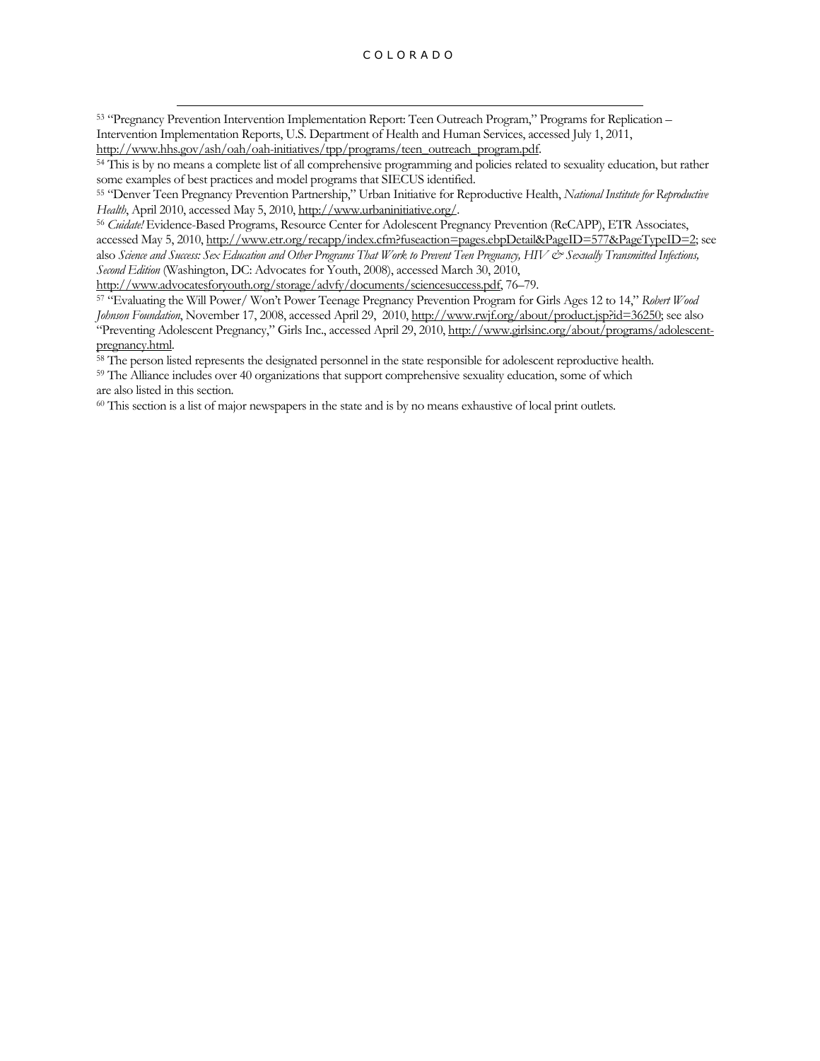[53] "Pregnancy Prevention Intervention Implementation Report: Teen Outreach Program," Programs for Replication – Intervention Implementation Reports, U.S. Department of Health and Human Services, accessed July 1, 2011, http://www.hhs.gov/ash/oah/oah-initiatives/tpp/programs/teen_outreach_program.pdf.

[54] This is by no means a complete list of all comprehensive programming and policies related to sexuality education, but rather some examples of best practices and model programs that SIECUS identified.

[55] "Denver Teen Pregnancy Prevention Partnership," Urban Initiative for Reproductive Health, *National Institute for Reproductive Health*, April 2010, accessed May 5, 2010, http://www.urbaninitiative.org/.

[56] *Cuídate!* Evidence-Based Programs, Resource Center for Adolescent Pregnancy Prevention (ReCAPP), ETR Associates, accessed May 5, 2010, http://www.etr.org/recapp/index.cfm?fuseaction=pages.ebpDetail&PageID=577&PageTypeID=2; see also *Science and Success: Sex Education and Other Programs That Work to Prevent Teen Pregnancy, HIV & Sexually Transmitted Infections, Second Edition* (Washington, DC: Advocates for Youth, 2008), accessed March 30, 2010, http://www.advocatesforyouth.org/storage/advfy/documents/sciencesuccess.pdf, 76–79.

[57] "Evaluating the Will Power/ Won't Power Teenage Pregnancy Prevention Program for Girls Ages 12 to 14," *Robert Wood Johnson Foundation*, November 17, 2008, accessed April 29, 2010, http://www.rwjf.org/about/product.jsp?id=36250; see also "Preventing Adolescent Pregnancy," Girls Inc., accessed April 29, 2010, http://www.girlsinc.org/about/programs/adolescent-pregnancy.html.

[58] The person listed represents the designated personnel in the state responsible for adolescent reproductive health.

[59] The Alliance includes over 40 organizations that support comprehensive sexuality education, some of which are also listed in this section.

[60] This section is a list of major newspapers in the state and is by no means exhaustive of local print outlets.